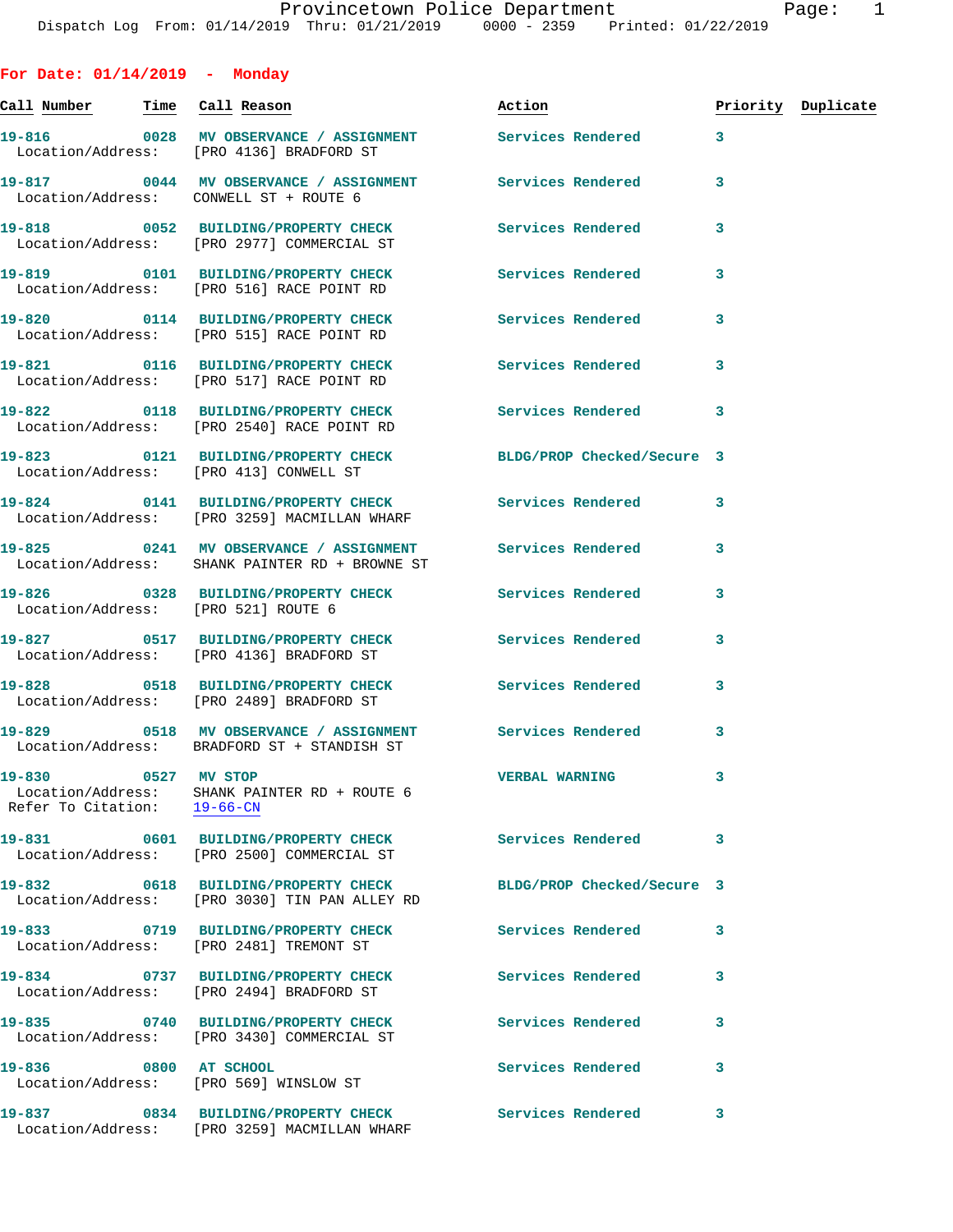Provincetown Police Department
Dispatch Log From: 01/14/2019 Thru: 01/21/2019 0000 - 2359 Printed: 01/22/2019

## For Date: 01/14/2019 - Monday

| Call Number | Time | Call Reason | Action | Priority | Duplicate |
|---|---|---|---|---|---|
| 19-816 | 0028 | MV OBSERVANCE / ASSIGNMENT | Services Rendered | 3 | |
| Location/Address: | | [PRO 4136] BRADFORD ST | | | |
| 19-817 | 0044 | MV OBSERVANCE / ASSIGNMENT | Services Rendered | 3 | |
| Location/Address: | | CONWELL ST + ROUTE 6 | | | |
| 19-818 | 0052 | BUILDING/PROPERTY CHECK | Services Rendered | 3 | |
| Location/Address: | | [PRO 2977] COMMERCIAL ST | | | |
| 19-819 | 0101 | BUILDING/PROPERTY CHECK | Services Rendered | 3 | |
| Location/Address: | | [PRO 516] RACE POINT RD | | | |
| 19-820 | 0114 | BUILDING/PROPERTY CHECK | Services Rendered | 3 | |
| Location/Address: | | [PRO 515] RACE POINT RD | | | |
| 19-821 | 0116 | BUILDING/PROPERTY CHECK | Services Rendered | 3 | |
| Location/Address: | | [PRO 517] RACE POINT RD | | | |
| 19-822 | 0118 | BUILDING/PROPERTY CHECK | Services Rendered | 3 | |
| Location/Address: | | [PRO 2540] RACE POINT RD | | | |
| 19-823 | 0121 | BUILDING/PROPERTY CHECK | BLDG/PROP Checked/Secure | 3 | |
| Location/Address: | | [PRO 413] CONWELL ST | | | |
| 19-824 | 0141 | BUILDING/PROPERTY CHECK | Services Rendered | 3 | |
| Location/Address: | | [PRO 3259] MACMILLAN WHARF | | | |
| 19-825 | 0241 | MV OBSERVANCE / ASSIGNMENT | Services Rendered | 3 | |
| Location/Address: | | SHANK PAINTER RD + BROWNE ST | | | |
| 19-826 | 0328 | BUILDING/PROPERTY CHECK | Services Rendered | 3 | |
| Location/Address: | | [PRO 521] ROUTE 6 | | | |
| 19-827 | 0517 | BUILDING/PROPERTY CHECK | Services Rendered | 3 | |
| Location/Address: | | [PRO 4136] BRADFORD ST | | | |
| 19-828 | 0518 | BUILDING/PROPERTY CHECK | Services Rendered | 3 | |
| Location/Address: | | [PRO 2489] BRADFORD ST | | | |
| 19-829 | 0518 | MV OBSERVANCE / ASSIGNMENT | Services Rendered | 3 | |
| Location/Address: | | BRADFORD ST + STANDISH ST | | | |
| 19-830 | 0527 | MV STOP | VERBAL WARNING | 3 | |
| Location/Address: | | SHANK PAINTER RD + ROUTE 6 | | | |
| Refer To Citation: | | 19-66-CN | | | |
| 19-831 | 0601 | BUILDING/PROPERTY CHECK | Services Rendered | 3 | |
| Location/Address: | | [PRO 2500] COMMERCIAL ST | | | |
| 19-832 | 0618 | BUILDING/PROPERTY CHECK | BLDG/PROP Checked/Secure | 3 | |
| Location/Address: | | [PRO 3030] TIN PAN ALLEY RD | | | |
| 19-833 | 0719 | BUILDING/PROPERTY CHECK | Services Rendered | 3 | |
| Location/Address: | | [PRO 2481] TREMONT ST | | | |
| 19-834 | 0737 | BUILDING/PROPERTY CHECK | Services Rendered | 3 | |
| Location/Address: | | [PRO 2494] BRADFORD ST | | | |
| 19-835 | 0740 | BUILDING/PROPERTY CHECK | Services Rendered | 3 | |
| Location/Address: | | [PRO 3430] COMMERCIAL ST | | | |
| 19-836 | 0800 | AT SCHOOL | Services Rendered | 3 | |
| Location/Address: | | [PRO 569] WINSLOW ST | | | |
| 19-837 | 0834 | BUILDING/PROPERTY CHECK | Services Rendered | 3 | |
| Location/Address: | | [PRO 3259] MACMILLAN WHARF | | | |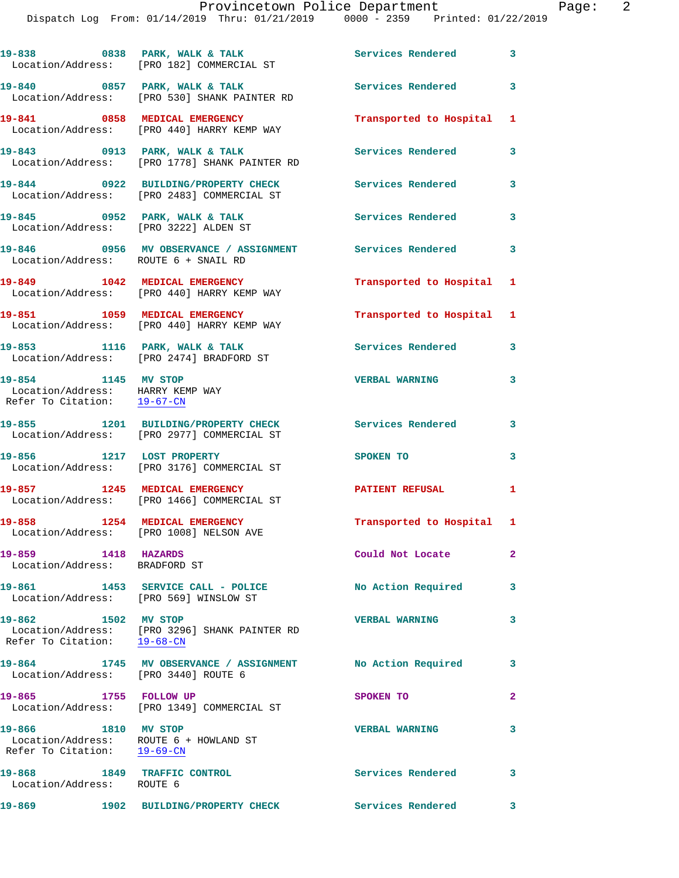19-838 0838 PARK, WALK & TALK Services Rendered 3
Location/Address: [PRO 182] COMMERCIAL ST

19-840 0857 PARK, WALK & TALK Services Rendered 3
Location/Address: [PRO 530] SHANK PAINTER RD

19-841 0858 MEDICAL EMERGENCY Transported to Hospital 1
Location/Address: [PRO 440] HARRY KEMP WAY

19-843 0913 PARK, WALK & TALK Services Rendered 3
Location/Address: [PRO 1778] SHANK PAINTER RD

19-844 0922 BUILDING/PROPERTY CHECK Services Rendered 3
Location/Address: [PRO 2483] COMMERCIAL ST

19-845 0952 PARK, WALK & TALK Services Rendered 3
Location/Address: [PRO 3222] ALDEN ST

19-846 0956 MV OBSERVANCE / ASSIGNMENT Services Rendered 3
Location/Address: ROUTE 6 + SNAIL RD

19-849 1042 MEDICAL EMERGENCY Transported to Hospital 1
Location/Address: [PRO 440] HARRY KEMP WAY

19-851 1059 MEDICAL EMERGENCY Transported to Hospital 1
Location/Address: [PRO 440] HARRY KEMP WAY

19-853 1116 PARK, WALK & TALK Services Rendered 3
Location/Address: [PRO 2474] BRADFORD ST

19-854 1145 MV STOP VERBAL WARNING 3
Location/Address: HARRY KEMP WAY
Refer To Citation: 19-67-CN

19-855 1201 BUILDING/PROPERTY CHECK Services Rendered 3
Location/Address: [PRO 2977] COMMERCIAL ST

19-856 1217 LOST PROPERTY SPOKEN TO 3
Location/Address: [PRO 3176] COMMERCIAL ST

19-857 1245 MEDICAL EMERGENCY PATIENT REFUSAL 1
Location/Address: [PRO 1466] COMMERCIAL ST

19-858 1254 MEDICAL EMERGENCY Transported to Hospital 1
Location/Address: [PRO 1008] NELSON AVE

19-859 1418 HAZARDS Could Not Locate 2
Location/Address: BRADFORD ST

19-861 1453 SERVICE CALL - POLICE No Action Required 3
Location/Address: [PRO 569] WINSLOW ST

19-862 1502 MV STOP VERBAL WARNING 3
Location/Address: [PRO 3296] SHANK PAINTER RD
Refer To Citation: 19-68-CN

19-864 1745 MV OBSERVANCE / ASSIGNMENT No Action Required 3
Location/Address: [PRO 3440] ROUTE 6

19-865 1755 FOLLOW UP SPOKEN TO 2
Location/Address: [PRO 1349] COMMERCIAL ST

19-866 1810 MV STOP VERBAL WARNING 3
Location/Address: ROUTE 6 + HOWLAND ST
Refer To Citation: 19-69-CN

19-868 1849 TRAFFIC CONTROL Services Rendered 3
Location/Address: ROUTE 6

19-869 1902 BUILDING/PROPERTY CHECK Services Rendered 3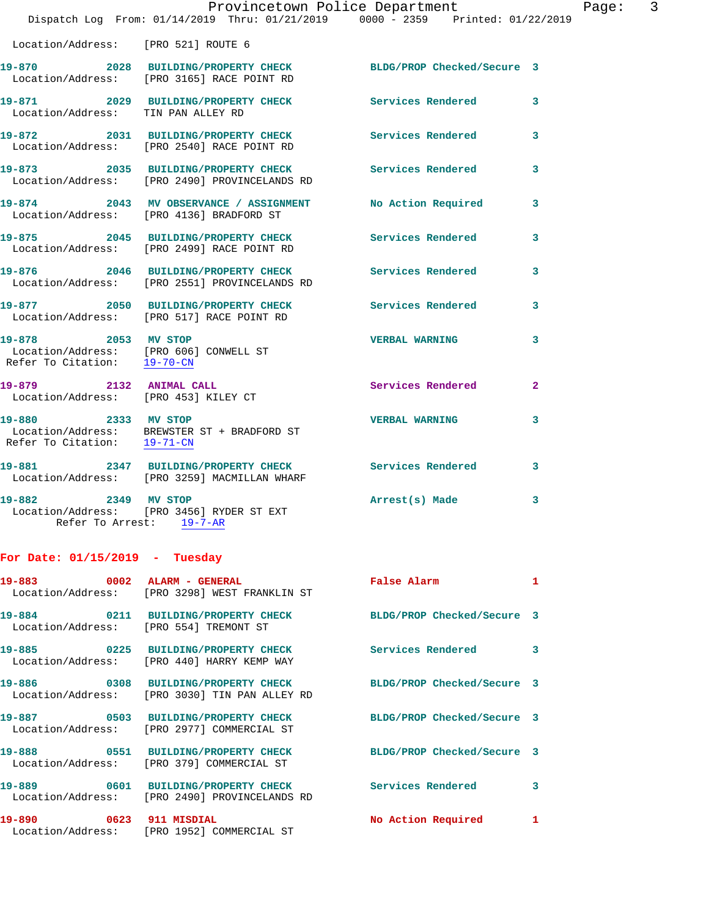Location/Address: [PRO 521] ROUTE 6

**19-870** 2028 **BUILDING/PROPERTY CHECK** BLDG/PROP Checked/Secure 3
Location/Address: [PRO 3165] RACE POINT RD

**19-871** 2029 **BUILDING/PROPERTY CHECK** Services Rendered 3
Location/Address: TIN PAN ALLEY RD

**19-872** 2031 **BUILDING/PROPERTY CHECK** Services Rendered 3
Location/Address: [PRO 2540] RACE POINT RD

**19-873** 2035 **BUILDING/PROPERTY CHECK** Services Rendered 3
Location/Address: [PRO 2490] PROVINCELANDS RD

**19-874** 2043 **MV OBSERVANCE / ASSIGNMENT** No Action Required 3
Location/Address: [PRO 4136] BRADFORD ST

**19-875** 2045 **BUILDING/PROPERTY CHECK** Services Rendered 3
Location/Address: [PRO 2499] RACE POINT RD

**19-876** 2046 **BUILDING/PROPERTY CHECK** Services Rendered 3
Location/Address: [PRO 2551] PROVINCELANDS RD

**19-877** 2050 **BUILDING/PROPERTY CHECK** Services Rendered 3
Location/Address: [PRO 517] RACE POINT RD

**19-878** 2053 **MV STOP** VERBAL WARNING 3
Location/Address: [PRO 606] CONWELL ST
Refer To Citation: 19-70-CN

**19-879** 2132 **ANIMAL CALL** Services Rendered 2
Location/Address: [PRO 453] KILEY CT

**19-880** 2333 **MV STOP** VERBAL WARNING 3
Location/Address: BREWSTER ST + BRADFORD ST
Refer To Citation: 19-71-CN

**19-881** 2347 **BUILDING/PROPERTY CHECK** Services Rendered 3
Location/Address: [PRO 3259] MACMILLAN WHARF

**19-882** 2349 **MV STOP** Arrest(s) Made 3
Location/Address: [PRO 3456] RYDER ST EXT
Refer To Arrest: 19-7-AR

## For Date: 01/15/2019 - Tuesday

**19-883** 0002 **ALARM - GENERAL** False Alarm 1
Location/Address: [PRO 3298] WEST FRANKLIN ST

**19-884** 0211 **BUILDING/PROPERTY CHECK** BLDG/PROP Checked/Secure 3
Location/Address: [PRO 554] TREMONT ST

**19-885** 0225 **BUILDING/PROPERTY CHECK** Services Rendered 3
Location/Address: [PRO 440] HARRY KEMP WAY

**19-886** 0308 **BUILDING/PROPERTY CHECK** BLDG/PROP Checked/Secure 3
Location/Address: [PRO 3030] TIN PAN ALLEY RD

**19-887** 0503 **BUILDING/PROPERTY CHECK** BLDG/PROP Checked/Secure 3
Location/Address: [PRO 2977] COMMERCIAL ST

**19-888** 0551 **BUILDING/PROPERTY CHECK** BLDG/PROP Checked/Secure 3
Location/Address: [PRO 379] COMMERCIAL ST

**19-889** 0601 **BUILDING/PROPERTY CHECK** Services Rendered 3
Location/Address: [PRO 2490] PROVINCELANDS RD

**19-890** 0623 **911 MISDIAL** No Action Required 1
Location/Address: [PRO 1952] COMMERCIAL ST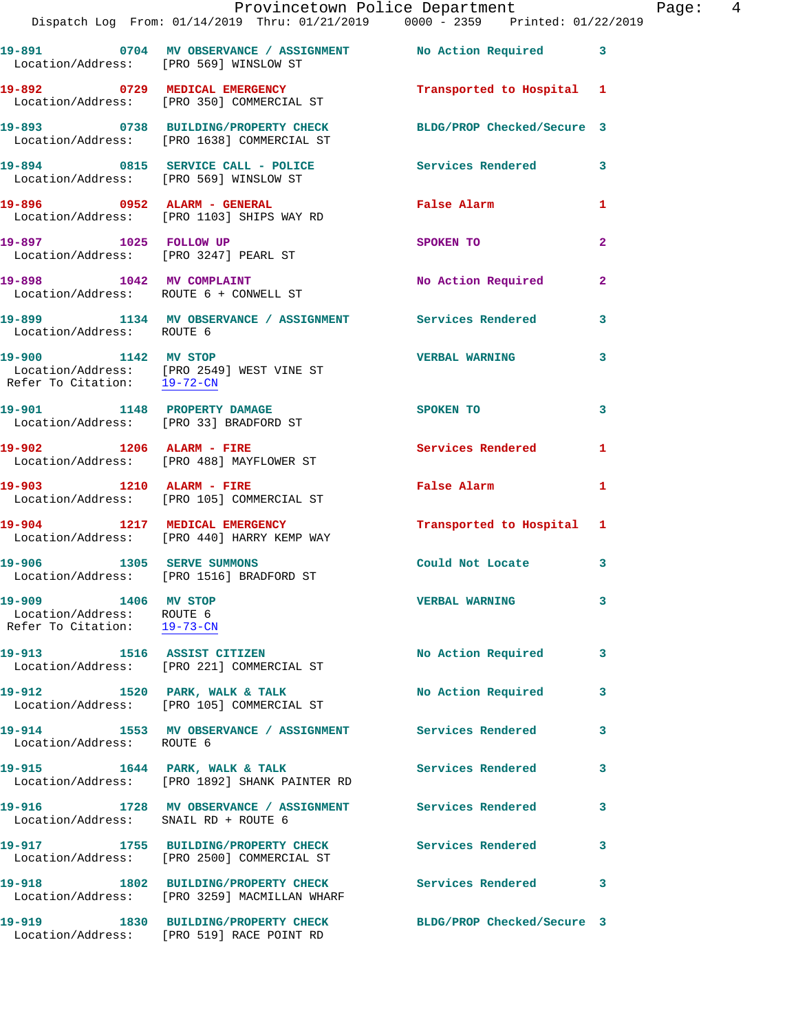19-891 0704 MV OBSERVANCE / ASSIGNMENT No Action Required 3
Location/Address: [PRO 569] WINSLOW ST

19-892 0729 MEDICAL EMERGENCY Transported to Hospital 1
Location/Address: [PRO 350] COMMERCIAL ST

19-893 0738 BUILDING/PROPERTY CHECK BLDG/PROP Checked/Secure 3
Location/Address: [PRO 1638] COMMERCIAL ST

19-894 0815 SERVICE CALL - POLICE Services Rendered 3
Location/Address: [PRO 569] WINSLOW ST

19-896 0952 ALARM - GENERAL False Alarm 1
Location/Address: [PRO 1103] SHIPS WAY RD

19-897 1025 FOLLOW UP SPOKEN TO 2
Location/Address: [PRO 3247] PEARL ST

19-898 1042 MV COMPLAINT No Action Required 2
Location/Address: ROUTE 6 + CONWELL ST

19-899 1134 MV OBSERVANCE / ASSIGNMENT Services Rendered 3
Location/Address: ROUTE 6

19-900 1142 MV STOP VERBAL WARNING 3
Location/Address: [PRO 2549] WEST VINE ST
Refer To Citation: 19-72-CN

19-901 1148 PROPERTY DAMAGE SPOKEN TO 3
Location/Address: [PRO 33] BRADFORD ST

19-902 1206 ALARM - FIRE Services Rendered 1
Location/Address: [PRO 488] MAYFLOWER ST

19-903 1210 ALARM - FIRE False Alarm 1
Location/Address: [PRO 105] COMMERCIAL ST

19-904 1217 MEDICAL EMERGENCY Transported to Hospital 1
Location/Address: [PRO 440] HARRY KEMP WAY

19-906 1305 SERVE SUMMONS Could Not Locate 3
Location/Address: [PRO 1516] BRADFORD ST

19-909 1406 MV STOP VERBAL WARNING 3
Location/Address: ROUTE 6
Refer To Citation: 19-73-CN

19-913 1516 ASSIST CITIZEN No Action Required 3
Location/Address: [PRO 221] COMMERCIAL ST

19-912 1520 PARK, WALK & TALK No Action Required 3
Location/Address: [PRO 105] COMMERCIAL ST

19-914 1553 MV OBSERVANCE / ASSIGNMENT Services Rendered 3
Location/Address: ROUTE 6

19-915 1644 PARK, WALK & TALK Services Rendered 3
Location/Address: [PRO 1892] SHANK PAINTER RD

19-916 1728 MV OBSERVANCE / ASSIGNMENT Services Rendered 3
Location/Address: SNAIL RD + ROUTE 6

19-917 1755 BUILDING/PROPERTY CHECK Services Rendered 3
Location/Address: [PRO 2500] COMMERCIAL ST

19-918 1802 BUILDING/PROPERTY CHECK Services Rendered 3
Location/Address: [PRO 3259] MACMILLAN WHARF

19-919 1830 BUILDING/PROPERTY CHECK BLDG/PROP Checked/Secure 3
Location/Address: [PRO 519] RACE POINT RD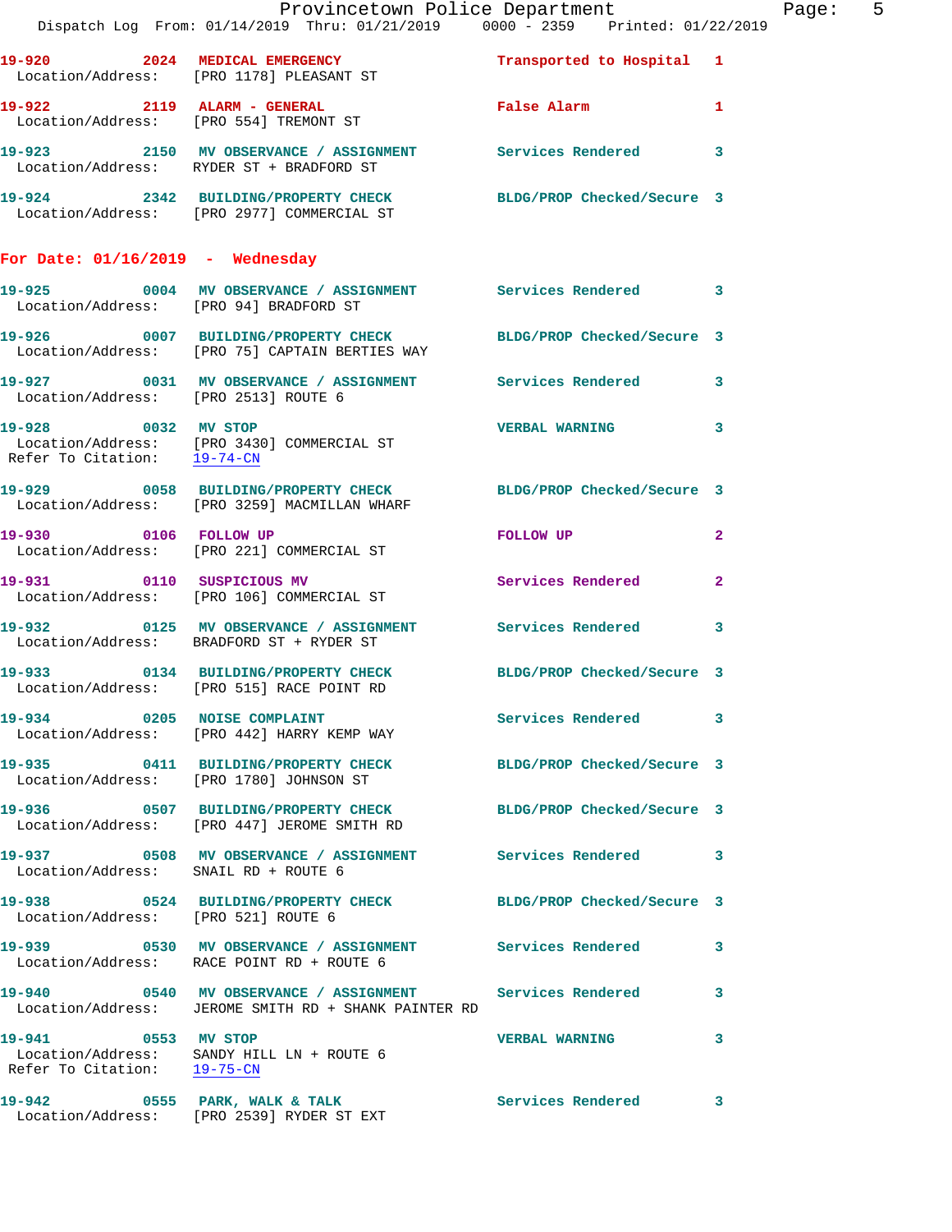19-920 2024 MEDICAL EMERGENCY Transported to Hospital 1
Location/Address: [PRO 1178] PLEASANT ST

19-922 2119 ALARM - GENERAL False Alarm 1
Location/Address: [PRO 554] TREMONT ST

19-923 2150 MV OBSERVANCE / ASSIGNMENT Services Rendered 3
Location/Address: RYDER ST + BRADFORD ST

19-924 2342 BUILDING/PROPERTY CHECK BLDG/PROP Checked/Secure 3
Location/Address: [PRO 2977] COMMERCIAL ST

## For Date: 01/16/2019 - Wednesday

19-925 0004 MV OBSERVANCE / ASSIGNMENT Services Rendered 3
Location/Address: [PRO 94] BRADFORD ST

19-926 0007 BUILDING/PROPERTY CHECK BLDG/PROP Checked/Secure 3
Location/Address: [PRO 75] CAPTAIN BERTIES WAY

19-927 0031 MV OBSERVANCE / ASSIGNMENT Services Rendered 3
Location/Address: [PRO 2513] ROUTE 6

19-928 0032 MV STOP VERBAL WARNING 3
Location/Address: [PRO 3430] COMMERCIAL ST
Refer To Citation: 19-74-CN

19-929 0058 BUILDING/PROPERTY CHECK BLDG/PROP Checked/Secure 3
Location/Address: [PRO 3259] MACMILLAN WHARF

19-930 0106 FOLLOW UP FOLLOW UP 2
Location/Address: [PRO 221] COMMERCIAL ST

19-931 0110 SUSPICIOUS MV Services Rendered 2
Location/Address: [PRO 106] COMMERCIAL ST

19-932 0125 MV OBSERVANCE / ASSIGNMENT Services Rendered 3
Location/Address: BRADFORD ST + RYDER ST

19-933 0134 BUILDING/PROPERTY CHECK BLDG/PROP Checked/Secure 3
Location/Address: [PRO 515] RACE POINT RD

19-934 0205 NOISE COMPLAINT Services Rendered 3
Location/Address: [PRO 442] HARRY KEMP WAY

19-935 0411 BUILDING/PROPERTY CHECK BLDG/PROP Checked/Secure 3
Location/Address: [PRO 1780] JOHNSON ST

19-936 0507 BUILDING/PROPERTY CHECK BLDG/PROP Checked/Secure 3
Location/Address: [PRO 447] JEROME SMITH RD

19-937 0508 MV OBSERVANCE / ASSIGNMENT Services Rendered 3
Location/Address: SNAIL RD + ROUTE 6

19-938 0524 BUILDING/PROPERTY CHECK BLDG/PROP Checked/Secure 3
Location/Address: [PRO 521] ROUTE 6

19-939 0530 MV OBSERVANCE / ASSIGNMENT Services Rendered 3
Location/Address: RACE POINT RD + ROUTE 6

19-940 0540 MV OBSERVANCE / ASSIGNMENT Services Rendered 3
Location/Address: JEROME SMITH RD + SHANK PAINTER RD

19-941 0553 MV STOP VERBAL WARNING 3
Location/Address: SANDY HILL LN + ROUTE 6
Refer To Citation: 19-75-CN

19-942 0555 PARK, WALK & TALK Services Rendered 3
Location/Address: [PRO 2539] RYDER ST EXT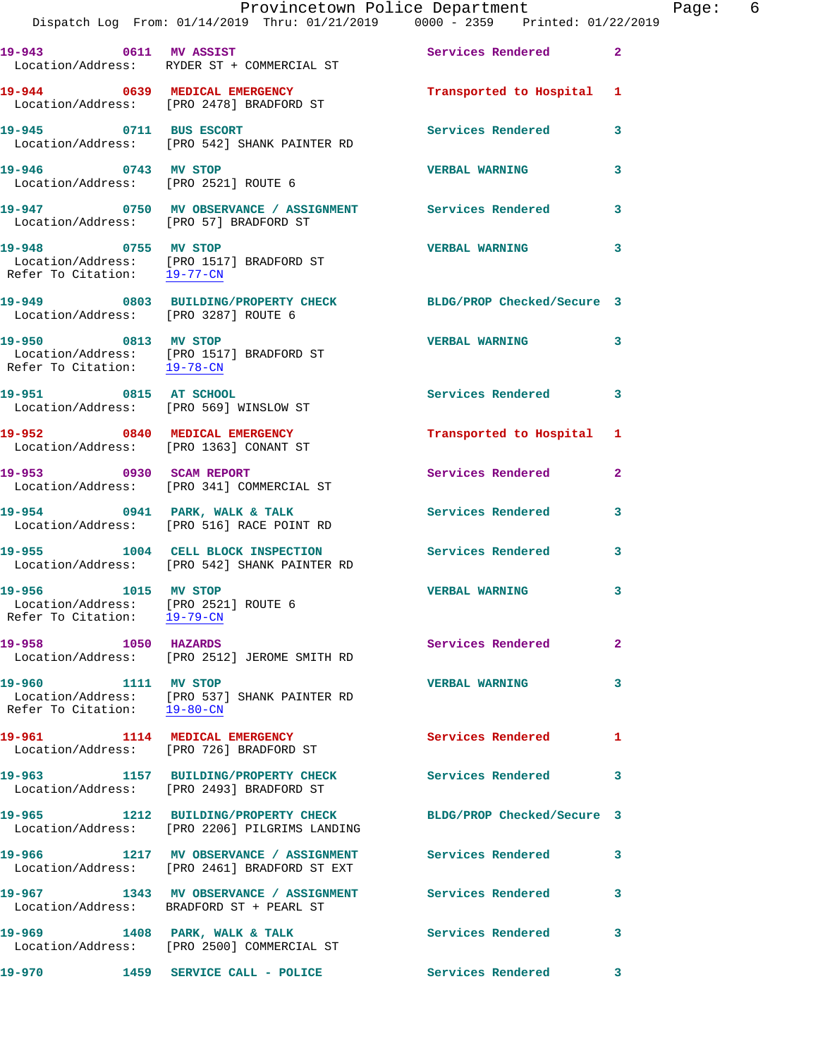19-943 0611 MV ASSIST Services Rendered 2
Location/Address: RYDER ST + COMMERCIAL ST

19-944 0639 MEDICAL EMERGENCY Transported to Hospital 1
Location/Address: [PRO 2478] BRADFORD ST

19-945 0711 BUS ESCORT Services Rendered 3
Location/Address: [PRO 542] SHANK PAINTER RD

19-946 0743 MV STOP VERBAL WARNING 3
Location/Address: [PRO 2521] ROUTE 6

19-947 0750 MV OBSERVANCE / ASSIGNMENT Services Rendered 3
Location/Address: [PRO 57] BRADFORD ST

19-948 0755 MV STOP VERBAL WARNING 3
Location/Address: [PRO 1517] BRADFORD ST
Refer To Citation: 19-77-CN

19-949 0803 BUILDING/PROPERTY CHECK BLDG/PROP Checked/Secure 3
Location/Address: [PRO 3287] ROUTE 6

19-950 0813 MV STOP VERBAL WARNING 3
Location/Address: [PRO 1517] BRADFORD ST
Refer To Citation: 19-78-CN

19-951 0815 AT SCHOOL Services Rendered 3
Location/Address: [PRO 569] WINSLOW ST

19-952 0840 MEDICAL EMERGENCY Transported to Hospital 1
Location/Address: [PRO 1363] CONANT ST

19-953 0930 SCAM REPORT Services Rendered 2
Location/Address: [PRO 341] COMMERCIAL ST

19-954 0941 PARK, WALK & TALK Services Rendered 3
Location/Address: [PRO 516] RACE POINT RD

19-955 1004 CELL BLOCK INSPECTION Services Rendered 3
Location/Address: [PRO 542] SHANK PAINTER RD

19-956 1015 MV STOP VERBAL WARNING 3
Location/Address: [PRO 2521] ROUTE 6
Refer To Citation: 19-79-CN

19-958 1050 HAZARDS Services Rendered 2
Location/Address: [PRO 2512] JEROME SMITH RD

19-960 1111 MV STOP VERBAL WARNING 3
Location/Address: [PRO 537] SHANK PAINTER RD
Refer To Citation: 19-80-CN

19-961 1114 MEDICAL EMERGENCY Services Rendered 1
Location/Address: [PRO 726] BRADFORD ST

19-963 1157 BUILDING/PROPERTY CHECK Services Rendered 3
Location/Address: [PRO 2493] BRADFORD ST

19-965 1212 BUILDING/PROPERTY CHECK BLDG/PROP Checked/Secure 3
Location/Address: [PRO 2206] PILGRIMS LANDING

19-966 1217 MV OBSERVANCE / ASSIGNMENT Services Rendered 3
Location/Address: [PRO 2461] BRADFORD ST EXT

19-967 1343 MV OBSERVANCE / ASSIGNMENT Services Rendered 3
Location/Address: BRADFORD ST + PEARL ST

19-969 1408 PARK, WALK & TALK Services Rendered 3
Location/Address: [PRO 2500] COMMERCIAL ST

19-970 1459 SERVICE CALL - POLICE Services Rendered 3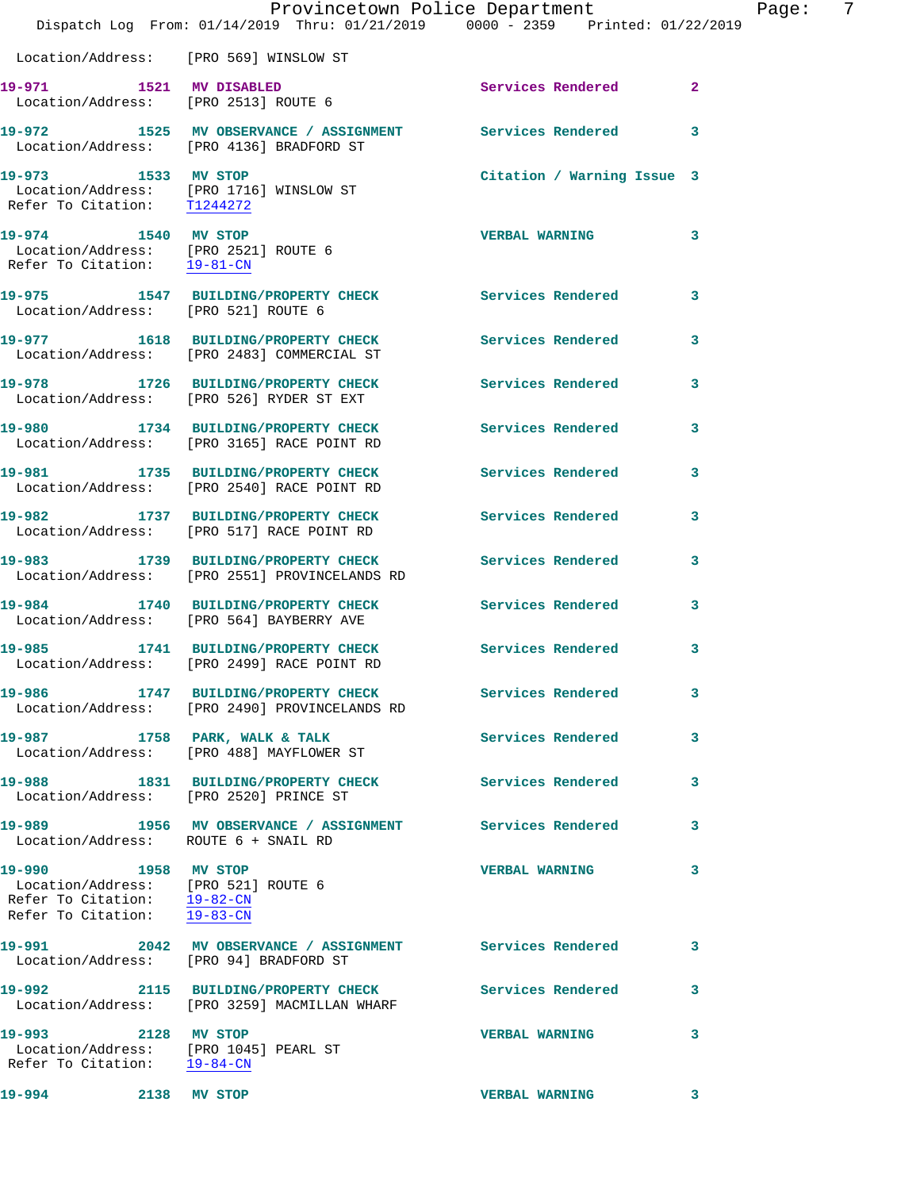Location/Address: [PRO 569] WINSLOW ST

**19-971** 1521 **MV DISABLED** Services Rendered 2
Location/Address: [PRO 2513] ROUTE 6

**19-972** 1525 **MV OBSERVANCE / ASSIGNMENT** Services Rendered 3
Location/Address: [PRO 4136] BRADFORD ST

**19-973** 1533 **MV STOP** Citation / Warning Issue 3
Location/Address: [PRO 1716] WINSLOW ST
Refer To Citation: T1244272

**19-974** 1540 **MV STOP** VERBAL WARNING 3
Location/Address: [PRO 2521] ROUTE 6
Refer To Citation: 19-81-CN

**19-975** 1547 **BUILDING/PROPERTY CHECK** Services Rendered 3
Location/Address: [PRO 521] ROUTE 6

**19-977** 1618 **BUILDING/PROPERTY CHECK** Services Rendered 3
Location/Address: [PRO 2483] COMMERCIAL ST

**19-978** 1726 **BUILDING/PROPERTY CHECK** Services Rendered 3
Location/Address: [PRO 526] RYDER ST EXT

**19-980** 1734 **BUILDING/PROPERTY CHECK** Services Rendered 3
Location/Address: [PRO 3165] RACE POINT RD

**19-981** 1735 **BUILDING/PROPERTY CHECK** Services Rendered 3
Location/Address: [PRO 2540] RACE POINT RD

**19-982** 1737 **BUILDING/PROPERTY CHECK** Services Rendered 3
Location/Address: [PRO 517] RACE POINT RD

**19-983** 1739 **BUILDING/PROPERTY CHECK** Services Rendered 3
Location/Address: [PRO 2551] PROVINCELANDS RD

**19-984** 1740 **BUILDING/PROPERTY CHECK** Services Rendered 3
Location/Address: [PRO 564] BAYBERRY AVE

**19-985** 1741 **BUILDING/PROPERTY CHECK** Services Rendered 3
Location/Address: [PRO 2499] RACE POINT RD

**19-986** 1747 **BUILDING/PROPERTY CHECK** Services Rendered 3
Location/Address: [PRO 2490] PROVINCELANDS RD

**19-987** 1758 **PARK, WALK & TALK** Services Rendered 3
Location/Address: [PRO 488] MAYFLOWER ST

**19-988** 1831 **BUILDING/PROPERTY CHECK** Services Rendered 3
Location/Address: [PRO 2520] PRINCE ST

**19-989** 1956 **MV OBSERVANCE / ASSIGNMENT** Services Rendered 3
Location/Address: ROUTE 6 + SNAIL RD

**19-990** 1958 **MV STOP** VERBAL WARNING 3
Location/Address: [PRO 521] ROUTE 6
Refer To Citation: 19-82-CN
Refer To Citation: 19-83-CN

**19-991** 2042 **MV OBSERVANCE / ASSIGNMENT** Services Rendered 3
Location/Address: [PRO 94] BRADFORD ST

**19-992** 2115 **BUILDING/PROPERTY CHECK** Services Rendered 3
Location/Address: [PRO 3259] MACMILLAN WHARF

**19-993** 2128 **MV STOP** VERBAL WARNING 3
Location/Address: [PRO 1045] PEARL ST
Refer To Citation: 19-84-CN

**19-994** 2138 **MV STOP** VERBAL WARNING 3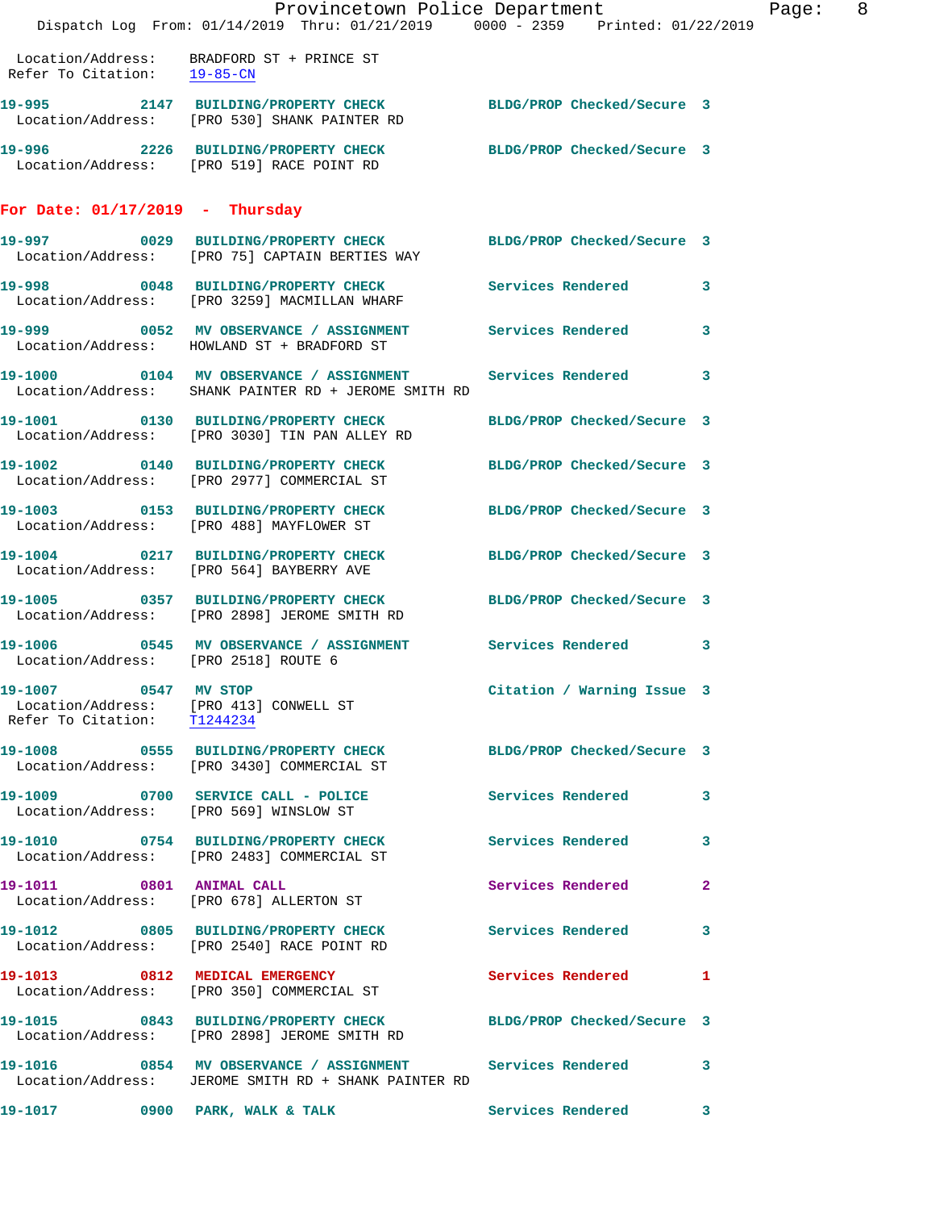Location/Address: BRADFORD ST + PRINCE ST
Refer To Citation: 19-85-CN

**19-995 2147 BUILDING/PROPERTY CHECK** BLDG/PROP Checked/Secure 3
Location/Address: [PRO 530] SHANK PAINTER RD

**19-996 2226 BUILDING/PROPERTY CHECK** BLDG/PROP Checked/Secure 3
Location/Address: [PRO 519] RACE POINT RD

## For Date: 01/17/2019 - Thursday

**19-997 0029 BUILDING/PROPERTY CHECK** BLDG/PROP Checked/Secure 3
Location/Address: [PRO 75] CAPTAIN BERTIES WAY

**19-998 0048 BUILDING/PROPERTY CHECK** Services Rendered 3
Location/Address: [PRO 3259] MACMILLAN WHARF

**19-999 0052 MV OBSERVANCE / ASSIGNMENT** Services Rendered 3
Location/Address: HOWLAND ST + BRADFORD ST

**19-1000 0104 MV OBSERVANCE / ASSIGNMENT** Services Rendered 3
Location/Address: SHANK PAINTER RD + JEROME SMITH RD

**19-1001 0130 BUILDING/PROPERTY CHECK** BLDG/PROP Checked/Secure 3
Location/Address: [PRO 3030] TIN PAN ALLEY RD

**19-1002 0140 BUILDING/PROPERTY CHECK** BLDG/PROP Checked/Secure 3
Location/Address: [PRO 2977] COMMERCIAL ST

**19-1003 0153 BUILDING/PROPERTY CHECK** BLDG/PROP Checked/Secure 3
Location/Address: [PRO 488] MAYFLOWER ST

**19-1004 0217 BUILDING/PROPERTY CHECK** BLDG/PROP Checked/Secure 3
Location/Address: [PRO 564] BAYBERRY AVE

**19-1005 0357 BUILDING/PROPERTY CHECK** BLDG/PROP Checked/Secure 3
Location/Address: [PRO 2898] JEROME SMITH RD

**19-1006 0545 MV OBSERVANCE / ASSIGNMENT** Services Rendered 3
Location/Address: [PRO 2518] ROUTE 6

**19-1007 0547 MV STOP** Citation / Warning Issue 3
Location/Address: [PRO 413] CONWELL ST
Refer To Citation: T1244234

**19-1008 0555 BUILDING/PROPERTY CHECK** BLDG/PROP Checked/Secure 3
Location/Address: [PRO 3430] COMMERCIAL ST

**19-1009 0700 SERVICE CALL - POLICE** Services Rendered 3
Location/Address: [PRO 569] WINSLOW ST

**19-1010 0754 BUILDING/PROPERTY CHECK** Services Rendered 3
Location/Address: [PRO 2483] COMMERCIAL ST

**19-1011 0801 ANIMAL CALL** Services Rendered 2
Location/Address: [PRO 678] ALLERTON ST

**19-1012 0805 BUILDING/PROPERTY CHECK** Services Rendered 3
Location/Address: [PRO 2540] RACE POINT RD

**19-1013 0812 MEDICAL EMERGENCY** Services Rendered 1
Location/Address: [PRO 350] COMMERCIAL ST

**19-1015 0843 BUILDING/PROPERTY CHECK** BLDG/PROP Checked/Secure 3
Location/Address: [PRO 2898] JEROME SMITH RD

**19-1016 0854 MV OBSERVANCE / ASSIGNMENT** Services Rendered 3
Location/Address: JEROME SMITH RD + SHANK PAINTER RD

**19-1017 0900 PARK, WALK & TALK** Services Rendered 3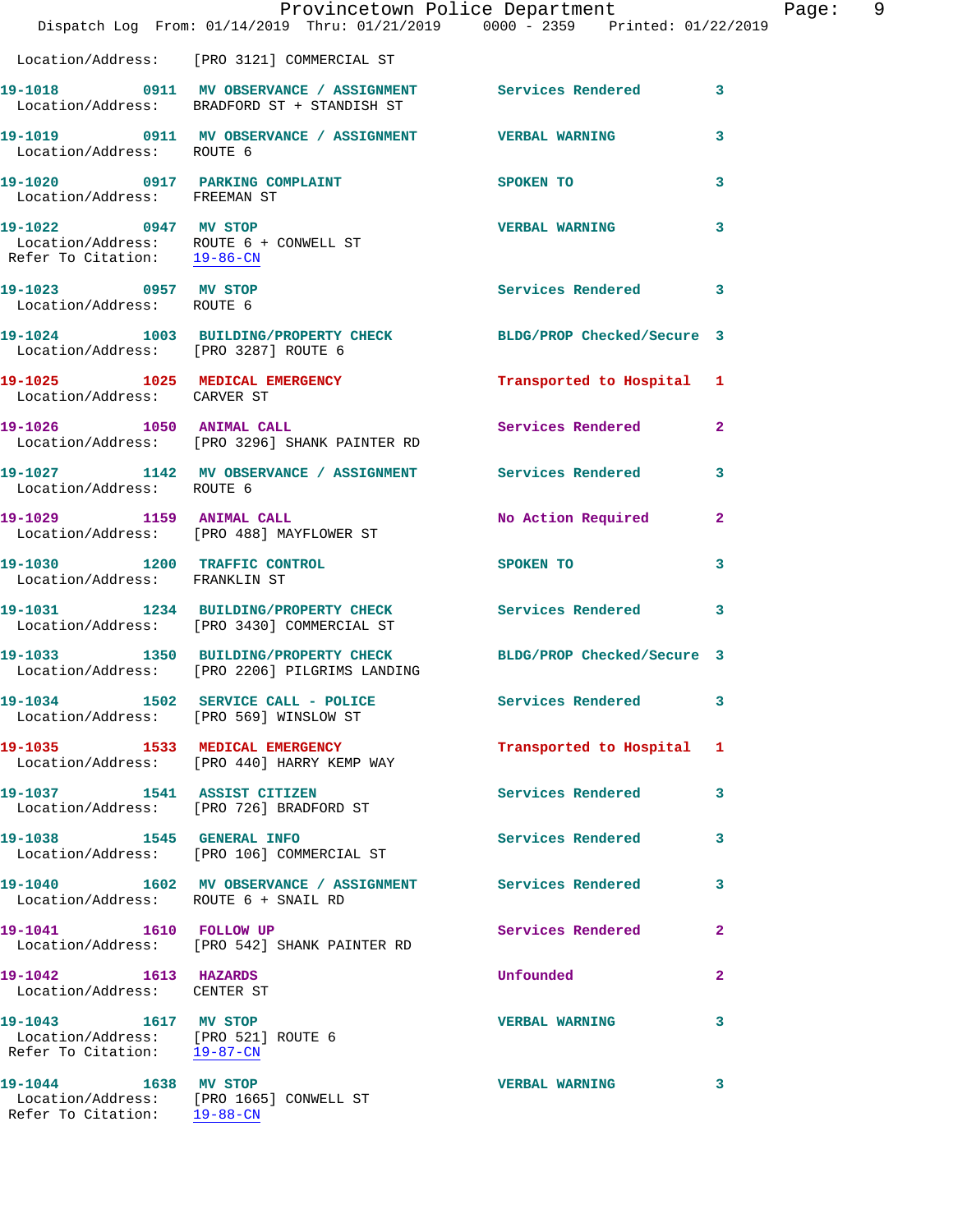Location/Address: [PRO 3121] COMMERCIAL ST

**19-1018 0911 MV OBSERVANCE / ASSIGNMENT** Services Rendered 3
Location/Address: BRADFORD ST + STANDISH ST

**19-1019 0911 MV OBSERVANCE / ASSIGNMENT** VERBAL WARNING 3
Location/Address: ROUTE 6

**19-1020 0917 PARKING COMPLAINT** SPOKEN TO 3
Location/Address: FREEMAN ST

**19-1022 0947 MV STOP** VERBAL WARNING 3
Location/Address: ROUTE 6 + CONWELL ST
Refer To Citation: 19-86-CN

**19-1023 0957 MV STOP** Services Rendered 3
Location/Address: ROUTE 6

**19-1024 1003 BUILDING/PROPERTY CHECK** BLDG/PROP Checked/Secure 3
Location/Address: [PRO 3287] ROUTE 6

**19-1025 1025 MEDICAL EMERGENCY** Transported to Hospital 1
Location/Address: CARVER ST

**19-1026 1050 ANIMAL CALL** Services Rendered 2
Location/Address: [PRO 3296] SHANK PAINTER RD

**19-1027 1142 MV OBSERVANCE / ASSIGNMENT** Services Rendered 3
Location/Address: ROUTE 6

**19-1029 1159 ANIMAL CALL** No Action Required 2
Location/Address: [PRO 488] MAYFLOWER ST

**19-1030 1200 TRAFFIC CONTROL** SPOKEN TO 3
Location/Address: FRANKLIN ST

**19-1031 1234 BUILDING/PROPERTY CHECK** Services Rendered 3
Location/Address: [PRO 3430] COMMERCIAL ST

**19-1033 1350 BUILDING/PROPERTY CHECK** BLDG/PROP Checked/Secure 3
Location/Address: [PRO 2206] PILGRIMS LANDING

**19-1034 1502 SERVICE CALL - POLICE** Services Rendered 3
Location/Address: [PRO 569] WINSLOW ST

**19-1035 1533 MEDICAL EMERGENCY** Transported to Hospital 1
Location/Address: [PRO 440] HARRY KEMP WAY

**19-1037 1541 ASSIST CITIZEN** Services Rendered 3
Location/Address: [PRO 726] BRADFORD ST

**19-1038 1545 GENERAL INFO** Services Rendered 3
Location/Address: [PRO 106] COMMERCIAL ST

**19-1040 1602 MV OBSERVANCE / ASSIGNMENT** Services Rendered 3
Location/Address: ROUTE 6 + SNAIL RD

**19-1041 1610 FOLLOW UP** Services Rendered 2
Location/Address: [PRO 542] SHANK PAINTER RD

**19-1042 1613 HAZARDS** Unfounded 2
Location/Address: CENTER ST

**19-1043 1617 MV STOP** VERBAL WARNING 3
Location/Address: [PRO 521] ROUTE 6
Refer To Citation: 19-87-CN

**19-1044 1638 MV STOP** VERBAL WARNING 3
Location/Address: [PRO 1665] CONWELL ST
Refer To Citation: 19-88-CN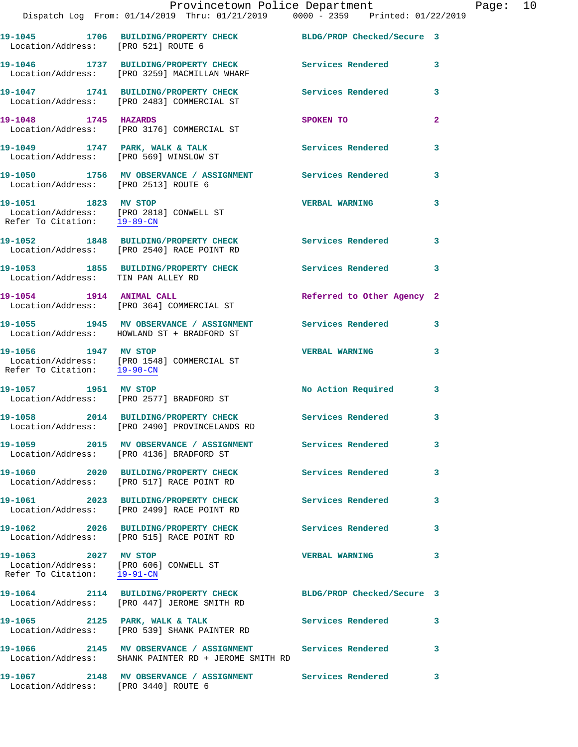19-1045 1706 BUILDING/PROPERTY CHECK BLDG/PROP Checked/Secure 3
Location/Address: [PRO 521] ROUTE 6

19-1046 1737 BUILDING/PROPERTY CHECK Services Rendered 3
Location/Address: [PRO 3259] MACMILLAN WHARF

19-1047 1741 BUILDING/PROPERTY CHECK Services Rendered 3
Location/Address: [PRO 2483] COMMERCIAL ST

19-1048 1745 HAZARDS SPOKEN TO 2
Location/Address: [PRO 3176] COMMERCIAL ST

19-1049 1747 PARK, WALK & TALK Services Rendered 3
Location/Address: [PRO 569] WINSLOW ST

19-1050 1756 MV OBSERVANCE / ASSIGNMENT Services Rendered 3
Location/Address: [PRO 2513] ROUTE 6

19-1051 1823 MV STOP VERBAL WARNING 3
Location/Address: [PRO 2818] CONWELL ST
Refer To Citation: 19-89-CN

19-1052 1848 BUILDING/PROPERTY CHECK Services Rendered 3
Location/Address: [PRO 2540] RACE POINT RD

19-1053 1855 BUILDING/PROPERTY CHECK Services Rendered 3
Location/Address: TIN PAN ALLEY RD

19-1054 1914 ANIMAL CALL Referred to Other Agency 2
Location/Address: [PRO 364] COMMERCIAL ST

19-1055 1945 MV OBSERVANCE / ASSIGNMENT Services Rendered 3
Location/Address: HOWLAND ST + BRADFORD ST

19-1056 1947 MV STOP VERBAL WARNING 3
Location/Address: [PRO 1548] COMMERCIAL ST
Refer To Citation: 19-90-CN

19-1057 1951 MV STOP No Action Required 3
Location/Address: [PRO 2577] BRADFORD ST

19-1058 2014 BUILDING/PROPERTY CHECK Services Rendered 3
Location/Address: [PRO 2490] PROVINCELANDS RD

19-1059 2015 MV OBSERVANCE / ASSIGNMENT Services Rendered 3
Location/Address: [PRO 4136] BRADFORD ST

19-1060 2020 BUILDING/PROPERTY CHECK Services Rendered 3
Location/Address: [PRO 517] RACE POINT RD

19-1061 2023 BUILDING/PROPERTY CHECK Services Rendered 3
Location/Address: [PRO 2499] RACE POINT RD

19-1062 2026 BUILDING/PROPERTY CHECK Services Rendered 3
Location/Address: [PRO 515] RACE POINT RD

19-1063 2027 MV STOP VERBAL WARNING 3
Location/Address: [PRO 606] CONWELL ST
Refer To Citation: 19-91-CN

19-1064 2114 BUILDING/PROPERTY CHECK BLDG/PROP Checked/Secure 3
Location/Address: [PRO 447] JEROME SMITH RD

19-1065 2125 PARK, WALK & TALK Services Rendered 3
Location/Address: [PRO 539] SHANK PAINTER RD

19-1066 2145 MV OBSERVANCE / ASSIGNMENT Services Rendered 3
Location/Address: SHANK PAINTER RD + JEROME SMITH RD

19-1067 2148 MV OBSERVANCE / ASSIGNMENT Services Rendered 3
Location/Address: [PRO 3440] ROUTE 6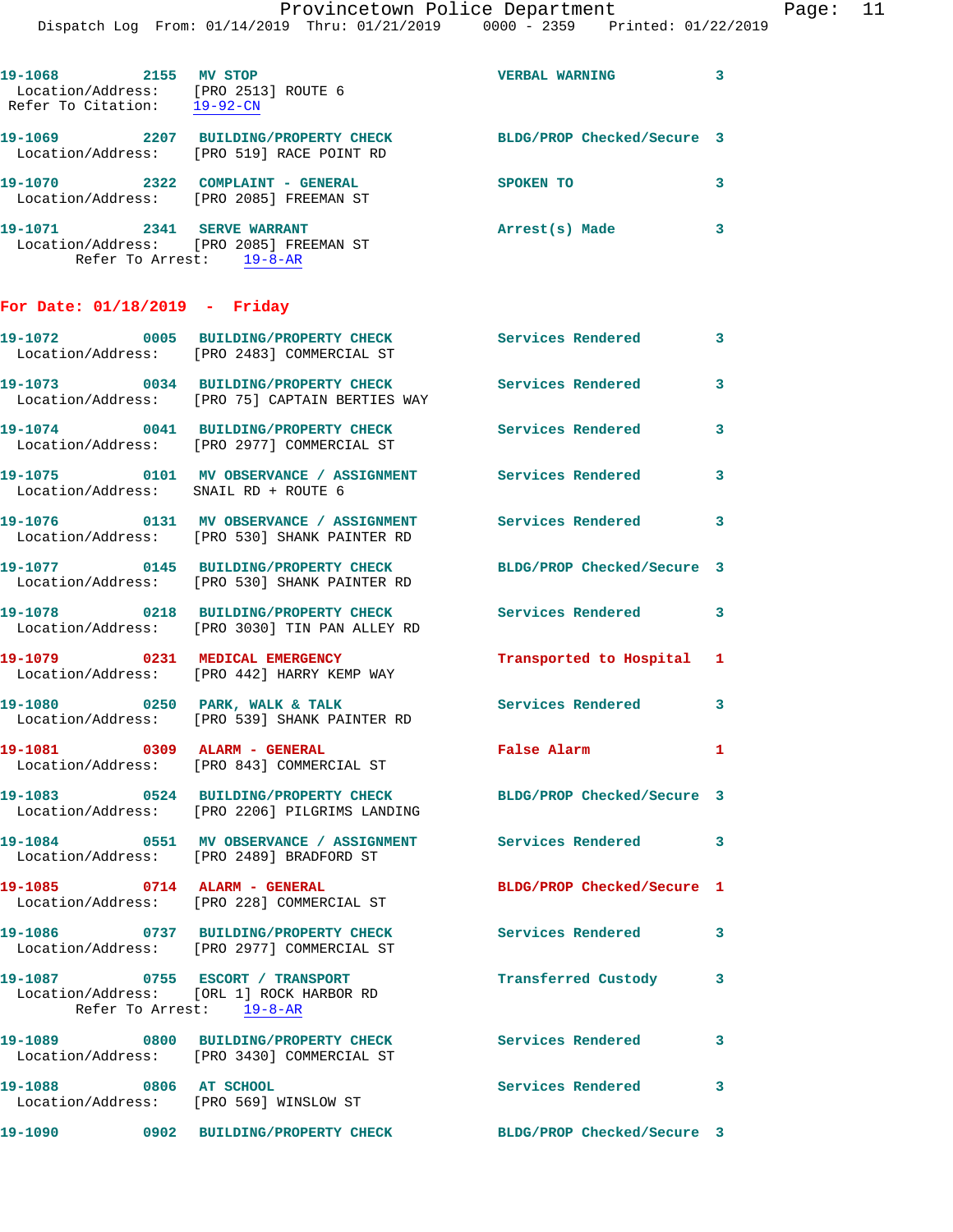19-1068 2155 MV STOP VERBAL WARNING 3
Location/Address: [PRO 2513] ROUTE 6
Refer To Citation: 19-92-CN

19-1069 2207 BUILDING/PROPERTY CHECK BLDG/PROP Checked/Secure 3
Location/Address: [PRO 519] RACE POINT RD

19-1070 2322 COMPLAINT - GENERAL SPOKEN TO 3
Location/Address: [PRO 2085] FREEMAN ST

19-1071 2341 SERVE WARRANT Arrest(s) Made 3
Location/Address: [PRO 2085] FREEMAN ST
Refer To Arrest: 19-8-AR

## For Date: 01/18/2019 - Friday

19-1072 0005 BUILDING/PROPERTY CHECK Services Rendered 3
Location/Address: [PRO 2483] COMMERCIAL ST

19-1073 0034 BUILDING/PROPERTY CHECK Services Rendered 3
Location/Address: [PRO 75] CAPTAIN BERTIES WAY

19-1074 0041 BUILDING/PROPERTY CHECK Services Rendered 3
Location/Address: [PRO 2977] COMMERCIAL ST

19-1075 0101 MV OBSERVANCE / ASSIGNMENT Services Rendered 3
Location/Address: SNAIL RD + ROUTE 6

19-1076 0131 MV OBSERVANCE / ASSIGNMENT Services Rendered 3
Location/Address: [PRO 530] SHANK PAINTER RD

19-1077 0145 BUILDING/PROPERTY CHECK BLDG/PROP Checked/Secure 3
Location/Address: [PRO 530] SHANK PAINTER RD

19-1078 0218 BUILDING/PROPERTY CHECK Services Rendered 3
Location/Address: [PRO 3030] TIN PAN ALLEY RD

19-1079 0231 MEDICAL EMERGENCY Transported to Hospital 1
Location/Address: [PRO 442] HARRY KEMP WAY

19-1080 0250 PARK, WALK & TALK Services Rendered 3
Location/Address: [PRO 539] SHANK PAINTER RD

19-1081 0309 ALARM - GENERAL False Alarm 1
Location/Address: [PRO 843] COMMERCIAL ST

19-1083 0524 BUILDING/PROPERTY CHECK BLDG/PROP Checked/Secure 3
Location/Address: [PRO 2206] PILGRIMS LANDING

19-1084 0551 MV OBSERVANCE / ASSIGNMENT Services Rendered 3
Location/Address: [PRO 2489] BRADFORD ST

19-1085 0714 ALARM - GENERAL BLDG/PROP Checked/Secure 1
Location/Address: [PRO 228] COMMERCIAL ST

19-1086 0737 BUILDING/PROPERTY CHECK Services Rendered 3
Location/Address: [PRO 2977] COMMERCIAL ST

19-1087 0755 ESCORT / TRANSPORT Transferred Custody 3
Location/Address: [ORL 1] ROCK HARBOR RD
Refer To Arrest: 19-8-AR

19-1089 0800 BUILDING/PROPERTY CHECK Services Rendered 3
Location/Address: [PRO 3430] COMMERCIAL ST

19-1088 0806 AT SCHOOL Services Rendered 3
Location/Address: [PRO 569] WINSLOW ST

19-1090 0902 BUILDING/PROPERTY CHECK BLDG/PROP Checked/Secure 3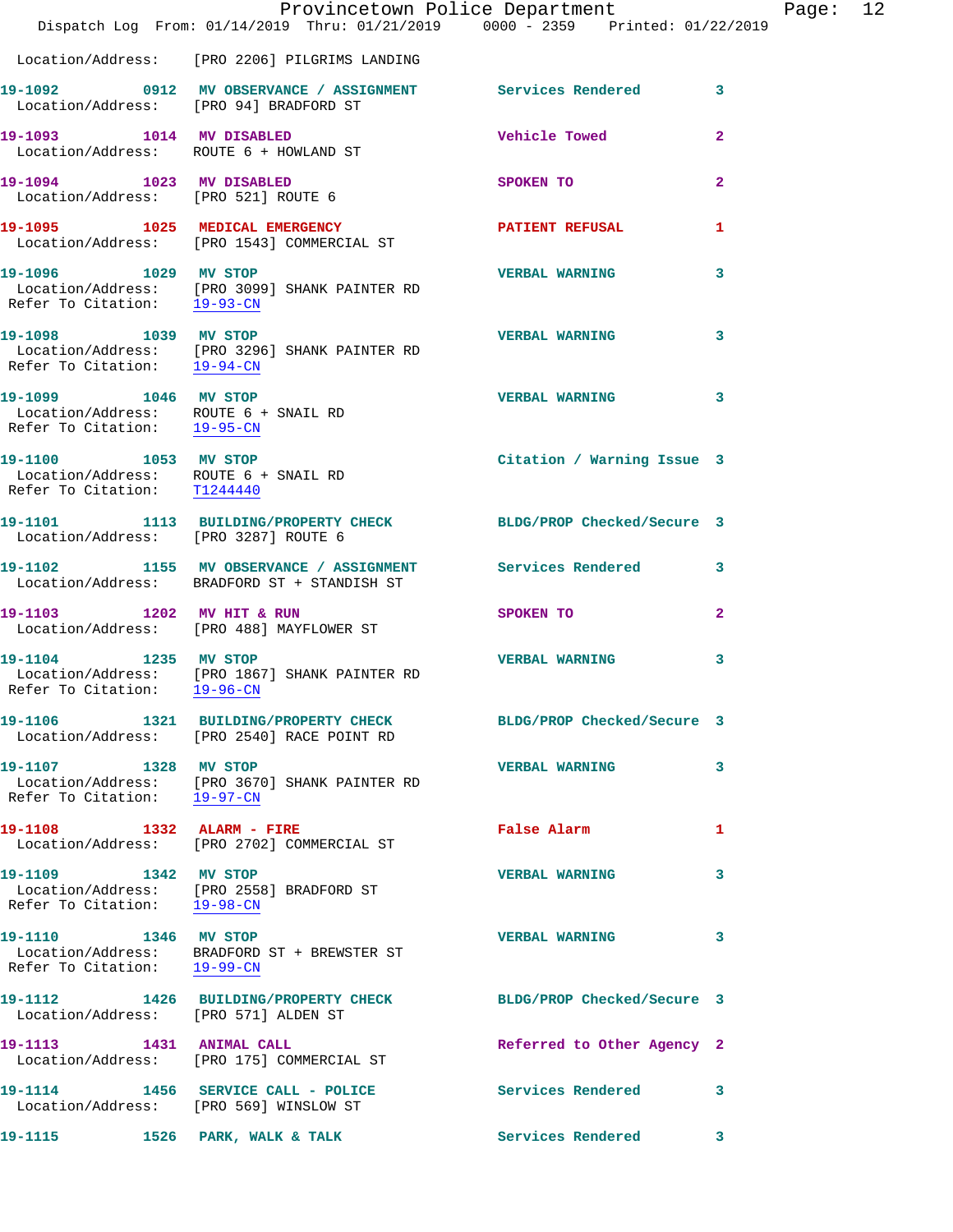Location/Address: [PRO 2206] PILGRIMS LANDING

**19-1092** 0912 **MV OBSERVANCE / ASSIGNMENT** Services Rendered 3
Location/Address: [PRO 94] BRADFORD ST

**19-1093** 1014 **MV DISABLED** Vehicle Towed 2
Location/Address: ROUTE 6 + HOWLAND ST

**19-1094** 1023 **MV DISABLED** SPOKEN TO 2
Location/Address: [PRO 521] ROUTE 6

**19-1095** 1025 **MEDICAL EMERGENCY** PATIENT REFUSAL 1
Location/Address: [PRO 1543] COMMERCIAL ST

**19-1096** 1029 **MV STOP** VERBAL WARNING 3
Location/Address: [PRO 3099] SHANK PAINTER RD
Refer To Citation: 19-93-CN

**19-1098** 1039 **MV STOP** VERBAL WARNING 3
Location/Address: [PRO 3296] SHANK PAINTER RD
Refer To Citation: 19-94-CN

**19-1099** 1046 **MV STOP** VERBAL WARNING 3
Location/Address: ROUTE 6 + SNAIL RD
Refer To Citation: 19-95-CN

**19-1100** 1053 **MV STOP** Citation / Warning Issue 3
Location/Address: ROUTE 6 + SNAIL RD
Refer To Citation: T1244440

**19-1101** 1113 **BUILDING/PROPERTY CHECK** BLDG/PROP Checked/Secure 3
Location/Address: [PRO 3287] ROUTE 6

**19-1102** 1155 **MV OBSERVANCE / ASSIGNMENT** Services Rendered 3
Location/Address: BRADFORD ST + STANDISH ST

**19-1103** 1202 **MV HIT & RUN** SPOKEN TO 2
Location/Address: [PRO 488] MAYFLOWER ST

**19-1104** 1235 **MV STOP** VERBAL WARNING 3
Location/Address: [PRO 1867] SHANK PAINTER RD
Refer To Citation: 19-96-CN

**19-1106** 1321 **BUILDING/PROPERTY CHECK** BLDG/PROP Checked/Secure 3
Location/Address: [PRO 2540] RACE POINT RD

**19-1107** 1328 **MV STOP** VERBAL WARNING 3
Location/Address: [PRO 3670] SHANK PAINTER RD
Refer To Citation: 19-97-CN

**19-1108** 1332 **ALARM - FIRE** False Alarm 1
Location/Address: [PRO 2702] COMMERCIAL ST

**19-1109** 1342 **MV STOP** VERBAL WARNING 3
Location/Address: [PRO 2558] BRADFORD ST
Refer To Citation: 19-98-CN

**19-1110** 1346 **MV STOP** VERBAL WARNING 3
Location/Address: BRADFORD ST + BREWSTER ST
Refer To Citation: 19-99-CN

**19-1112** 1426 **BUILDING/PROPERTY CHECK** BLDG/PROP Checked/Secure 3
Location/Address: [PRO 571] ALDEN ST

**19-1113** 1431 **ANIMAL CALL** Referred to Other Agency 2
Location/Address: [PRO 175] COMMERCIAL ST

**19-1114** 1456 **SERVICE CALL - POLICE** Services Rendered 3
Location/Address: [PRO 569] WINSLOW ST

**19-1115** 1526 **PARK, WALK & TALK** Services Rendered 3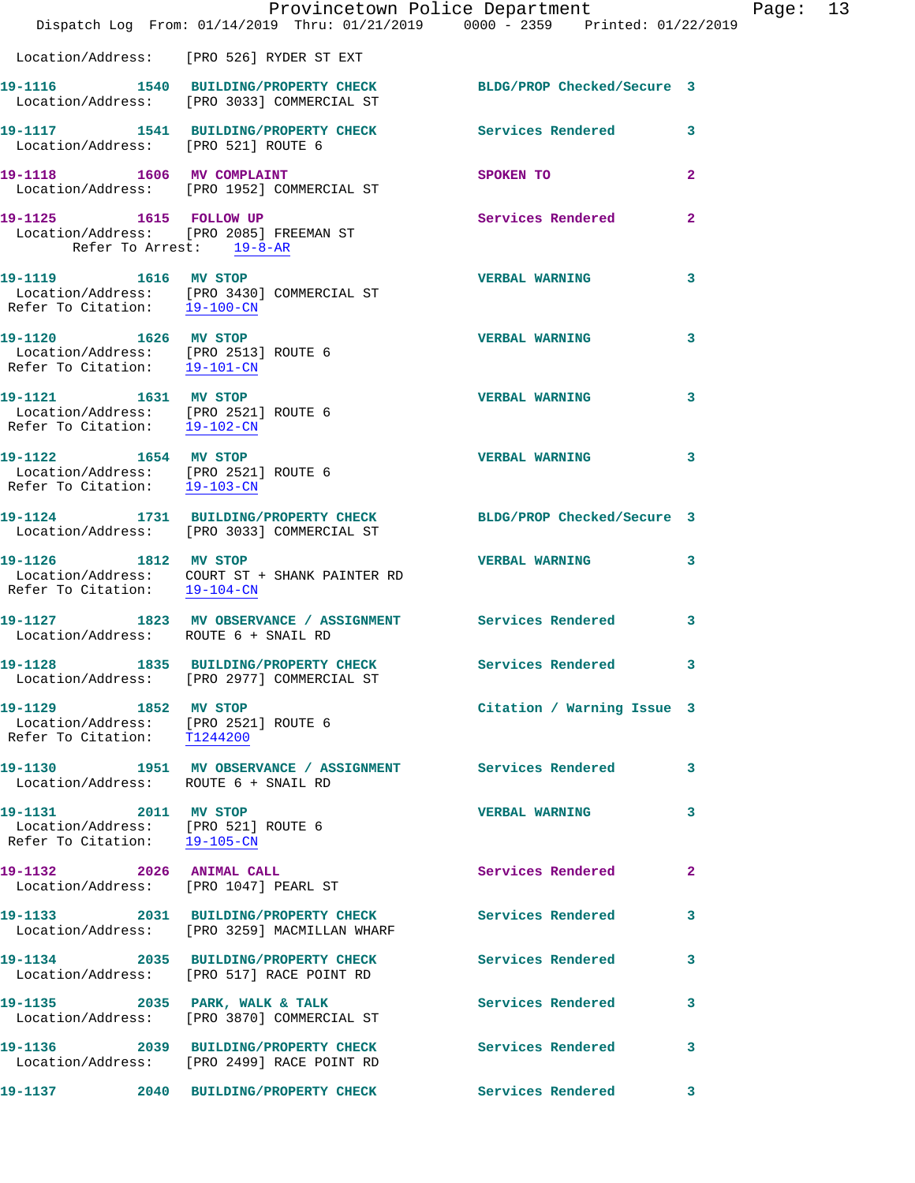Location/Address: [PRO 526] RYDER ST EXT

**19-1116 1540 BUILDING/PROPERTY CHECK** BLDG/PROP Checked/Secure 3
Location/Address: [PRO 3033] COMMERCIAL ST

**19-1117 1541 BUILDING/PROPERTY CHECK** Services Rendered 3
Location/Address: [PRO 521] ROUTE 6

**19-1118 1606 MV COMPLAINT** SPOKEN TO 2
Location/Address: [PRO 1952] COMMERCIAL ST

**19-1125 1615 FOLLOW UP** Services Rendered 2
Location/Address: [PRO 2085] FREEMAN ST
Refer To Arrest: 19-8-AR

**19-1119 1616 MV STOP** VERBAL WARNING 3
Location/Address: [PRO 3430] COMMERCIAL ST
Refer To Citation: 19-100-CN

**19-1120 1626 MV STOP** VERBAL WARNING 3
Location/Address: [PRO 2513] ROUTE 6
Refer To Citation: 19-101-CN

**19-1121 1631 MV STOP** VERBAL WARNING 3
Location/Address: [PRO 2521] ROUTE 6
Refer To Citation: 19-102-CN

**19-1122 1654 MV STOP** VERBAL WARNING 3
Location/Address: [PRO 2521] ROUTE 6
Refer To Citation: 19-103-CN

**19-1124 1731 BUILDING/PROPERTY CHECK** BLDG/PROP Checked/Secure 3
Location/Address: [PRO 3033] COMMERCIAL ST

**19-1126 1812 MV STOP** VERBAL WARNING 3
Location/Address: COURT ST + SHANK PAINTER RD
Refer To Citation: 19-104-CN

**19-1127 1823 MV OBSERVANCE / ASSIGNMENT** Services Rendered 3
Location/Address: ROUTE 6 + SNAIL RD

**19-1128 1835 BUILDING/PROPERTY CHECK** Services Rendered 3
Location/Address: [PRO 2977] COMMERCIAL ST

**19-1129 1852 MV STOP** Citation / Warning Issue 3
Location/Address: [PRO 2521] ROUTE 6
Refer To Citation: T1244200

**19-1130 1951 MV OBSERVANCE / ASSIGNMENT** Services Rendered 3
Location/Address: ROUTE 6 + SNAIL RD

**19-1131 2011 MV STOP** VERBAL WARNING 3
Location/Address: [PRO 521] ROUTE 6
Refer To Citation: 19-105-CN

**19-1132 2026 ANIMAL CALL** Services Rendered 2
Location/Address: [PRO 1047] PEARL ST

**19-1133 2031 BUILDING/PROPERTY CHECK** Services Rendered 3
Location/Address: [PRO 3259] MACMILLAN WHARF

**19-1134 2035 BUILDING/PROPERTY CHECK** Services Rendered 3
Location/Address: [PRO 517] RACE POINT RD

**19-1135 2035 PARK, WALK & TALK** Services Rendered 3
Location/Address: [PRO 3870] COMMERCIAL ST

**19-1136 2039 BUILDING/PROPERTY CHECK** Services Rendered 3
Location/Address: [PRO 2499] RACE POINT RD

**19-1137 2040 BUILDING/PROPERTY CHECK** Services Rendered 3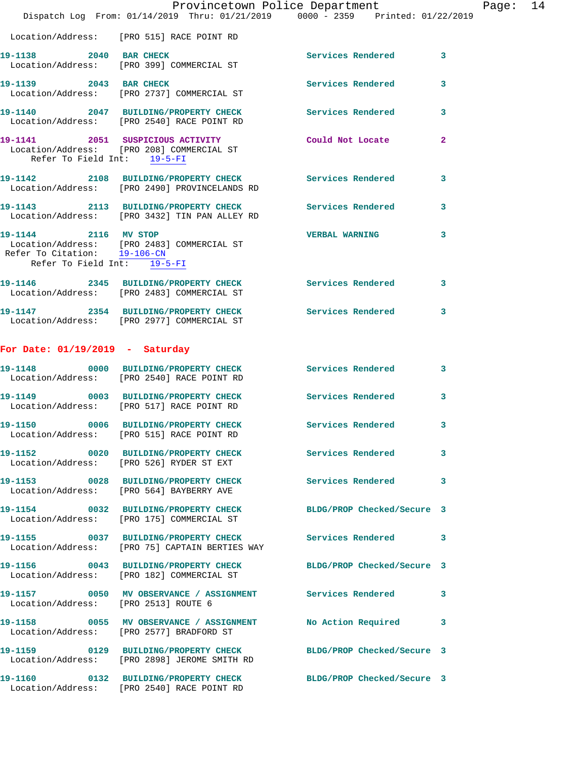Location/Address: [PRO 515] RACE POINT RD

**19-1138** 2040 **BAR CHECK** Services Rendered 3
Location/Address: [PRO 399] COMMERCIAL ST

**19-1139** 2043 **BAR CHECK** Services Rendered 3
Location/Address: [PRO 2737] COMMERCIAL ST

**19-1140** 2047 **BUILDING/PROPERTY CHECK** Services Rendered 3
Location/Address: [PRO 2540] RACE POINT RD

**19-1141** 2051 **SUSPICIOUS ACTIVITY** Could Not Locate 2
Location/Address: [PRO 208] COMMERCIAL ST
Refer To Field Int: 19-5-FI

**19-1142** 2108 **BUILDING/PROPERTY CHECK** Services Rendered 3
Location/Address: [PRO 2490] PROVINCELANDS RD

**19-1143** 2113 **BUILDING/PROPERTY CHECK** Services Rendered 3
Location/Address: [PRO 3432] TIN PAN ALLEY RD

**19-1144** 2116 **MV STOP** VERBAL WARNING 3
Location/Address: [PRO 2483] COMMERCIAL ST
Refer To Citation: 19-106-CN
Refer To Field Int: 19-5-FI

**19-1146** 2345 **BUILDING/PROPERTY CHECK** Services Rendered 3
Location/Address: [PRO 2483] COMMERCIAL ST

**19-1147** 2354 **BUILDING/PROPERTY CHECK** Services Rendered 3
Location/Address: [PRO 2977] COMMERCIAL ST

## For Date: 01/19/2019 - Saturday

**19-1148** 0000 **BUILDING/PROPERTY CHECK** Services Rendered 3
Location/Address: [PRO 2540] RACE POINT RD

**19-1149** 0003 **BUILDING/PROPERTY CHECK** Services Rendered 3
Location/Address: [PRO 517] RACE POINT RD

**19-1150** 0006 **BUILDING/PROPERTY CHECK** Services Rendered 3
Location/Address: [PRO 515] RACE POINT RD

**19-1152** 0020 **BUILDING/PROPERTY CHECK** Services Rendered 3
Location/Address: [PRO 526] RYDER ST EXT

**19-1153** 0028 **BUILDING/PROPERTY CHECK** Services Rendered 3
Location/Address: [PRO 564] BAYBERRY AVE

**19-1154** 0032 **BUILDING/PROPERTY CHECK** BLDG/PROP Checked/Secure 3
Location/Address: [PRO 175] COMMERCIAL ST

**19-1155** 0037 **BUILDING/PROPERTY CHECK** Services Rendered 3
Location/Address: [PRO 75] CAPTAIN BERTIES WAY

**19-1156** 0043 **BUILDING/PROPERTY CHECK** BLDG/PROP Checked/Secure 3
Location/Address: [PRO 182] COMMERCIAL ST

**19-1157** 0050 **MV OBSERVANCE / ASSIGNMENT** Services Rendered 3
Location/Address: [PRO 2513] ROUTE 6

**19-1158** 0055 **MV OBSERVANCE / ASSIGNMENT** No Action Required 3
Location/Address: [PRO 2577] BRADFORD ST

**19-1159** 0129 **BUILDING/PROPERTY CHECK** BLDG/PROP Checked/Secure 3
Location/Address: [PRO 2898] JEROME SMITH RD

**19-1160** 0132 **BUILDING/PROPERTY CHECK** BLDG/PROP Checked/Secure 3
Location/Address: [PRO 2540] RACE POINT RD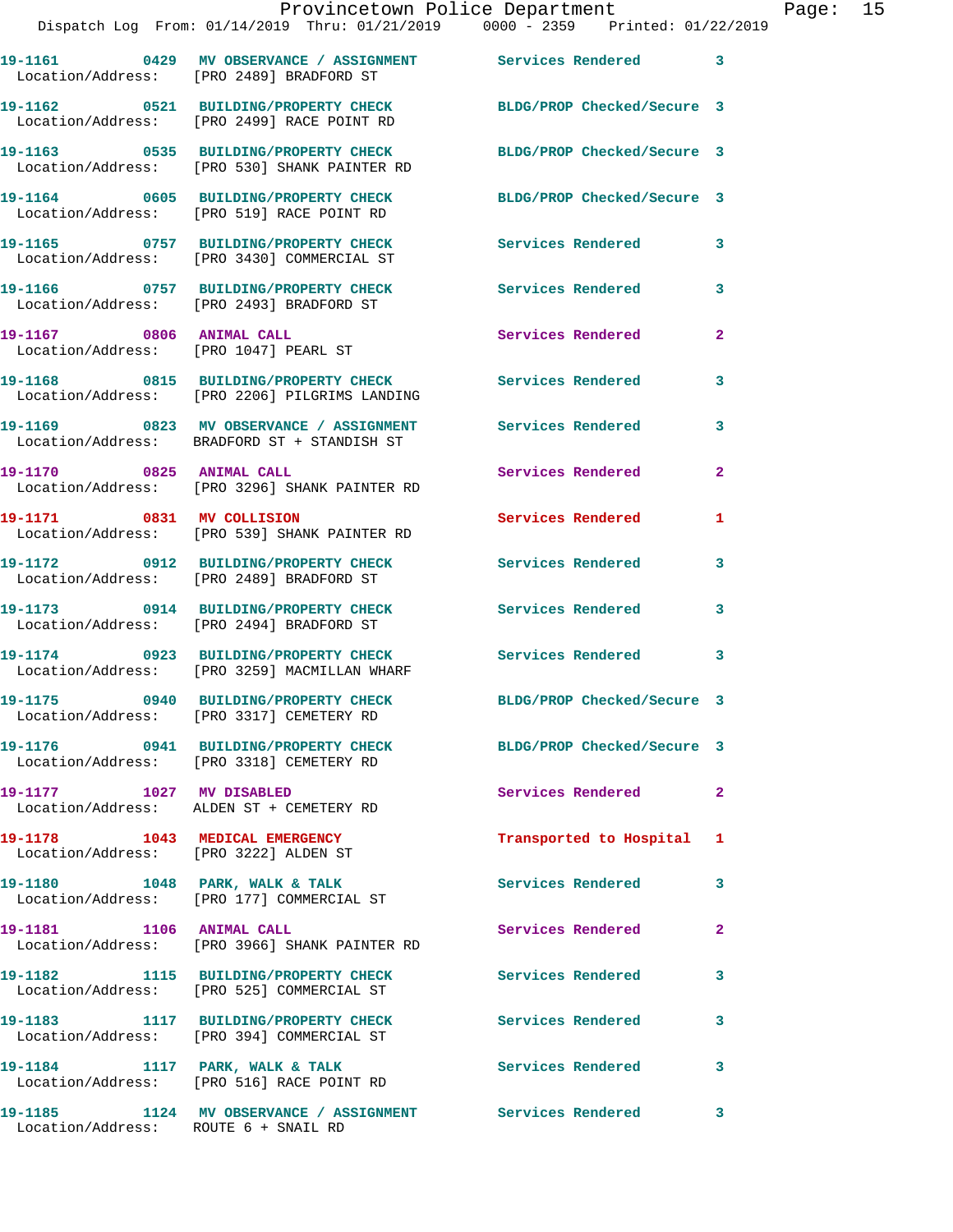Provincetown Police Department
Dispatch Log From: 01/14/2019 Thru: 01/21/2019 0000 - 2359 Printed: 01/22/2019

| Call # | Time | Type | Disposition | Priority |
|---|---|---|---|---|
| 19-1161 | 0429 | MV OBSERVANCE / ASSIGNMENT | Services Rendered | 3 |
| Location/Address: [PRO 2489] BRADFORD ST | | | | |
| 19-1162 | 0521 | BUILDING/PROPERTY CHECK | BLDG/PROP Checked/Secure | 3 |
| Location/Address: [PRO 2499] RACE POINT RD | | | | |
| 19-1163 | 0535 | BUILDING/PROPERTY CHECK | BLDG/PROP Checked/Secure | 3 |
| Location/Address: [PRO 530] SHANK PAINTER RD | | | | |
| 19-1164 | 0605 | BUILDING/PROPERTY CHECK | BLDG/PROP Checked/Secure | 3 |
| Location/Address: [PRO 519] RACE POINT RD | | | | |
| 19-1165 | 0757 | BUILDING/PROPERTY CHECK | Services Rendered | 3 |
| Location/Address: [PRO 3430] COMMERCIAL ST | | | | |
| 19-1166 | 0757 | BUILDING/PROPERTY CHECK | Services Rendered | 3 |
| Location/Address: [PRO 2493] BRADFORD ST | | | | |
| 19-1167 | 0806 | ANIMAL CALL | Services Rendered | 2 |
| Location/Address: [PRO 1047] PEARL ST | | | | |
| 19-1168 | 0815 | BUILDING/PROPERTY CHECK | Services Rendered | 3 |
| Location/Address: [PRO 2206] PILGRIMS LANDING | | | | |
| 19-1169 | 0823 | MV OBSERVANCE / ASSIGNMENT | Services Rendered | 3 |
| Location/Address: BRADFORD ST + STANDISH ST | | | | |
| 19-1170 | 0825 | ANIMAL CALL | Services Rendered | 2 |
| Location/Address: [PRO 3296] SHANK PAINTER RD | | | | |
| 19-1171 | 0831 | MV COLLISION | Services Rendered | 1 |
| Location/Address: [PRO 539] SHANK PAINTER RD | | | | |
| 19-1172 | 0912 | BUILDING/PROPERTY CHECK | Services Rendered | 3 |
| Location/Address: [PRO 2489] BRADFORD ST | | | | |
| 19-1173 | 0914 | BUILDING/PROPERTY CHECK | Services Rendered | 3 |
| Location/Address: [PRO 2494] BRADFORD ST | | | | |
| 19-1174 | 0923 | BUILDING/PROPERTY CHECK | Services Rendered | 3 |
| Location/Address: [PRO 3259] MACMILLAN WHARF | | | | |
| 19-1175 | 0940 | BUILDING/PROPERTY CHECK | BLDG/PROP Checked/Secure | 3 |
| Location/Address: [PRO 3317] CEMETERY RD | | | | |
| 19-1176 | 0941 | BUILDING/PROPERTY CHECK | BLDG/PROP Checked/Secure | 3 |
| Location/Address: [PRO 3318] CEMETERY RD | | | | |
| 19-1177 | 1027 | MV DISABLED | Services Rendered | 2 |
| Location/Address: ALDEN ST + CEMETERY RD | | | | |
| 19-1178 | 1043 | MEDICAL EMERGENCY | Transported to Hospital | 1 |
| Location/Address: [PRO 3222] ALDEN ST | | | | |
| 19-1180 | 1048 | PARK, WALK & TALK | Services Rendered | 3 |
| Location/Address: [PRO 177] COMMERCIAL ST | | | | |
| 19-1181 | 1106 | ANIMAL CALL | Services Rendered | 2 |
| Location/Address: [PRO 3966] SHANK PAINTER RD | | | | |
| 19-1182 | 1115 | BUILDING/PROPERTY CHECK | Services Rendered | 3 |
| Location/Address: [PRO 525] COMMERCIAL ST | | | | |
| 19-1183 | 1117 | BUILDING/PROPERTY CHECK | Services Rendered | 3 |
| Location/Address: [PRO 394] COMMERCIAL ST | | | | |
| 19-1184 | 1117 | PARK, WALK & TALK | Services Rendered | 3 |
| Location/Address: [PRO 516] RACE POINT RD | | | | |
| 19-1185 | 1124 | MV OBSERVANCE / ASSIGNMENT | Services Rendered | 3 |
| Location/Address: ROUTE 6 + SNAIL RD | | | | |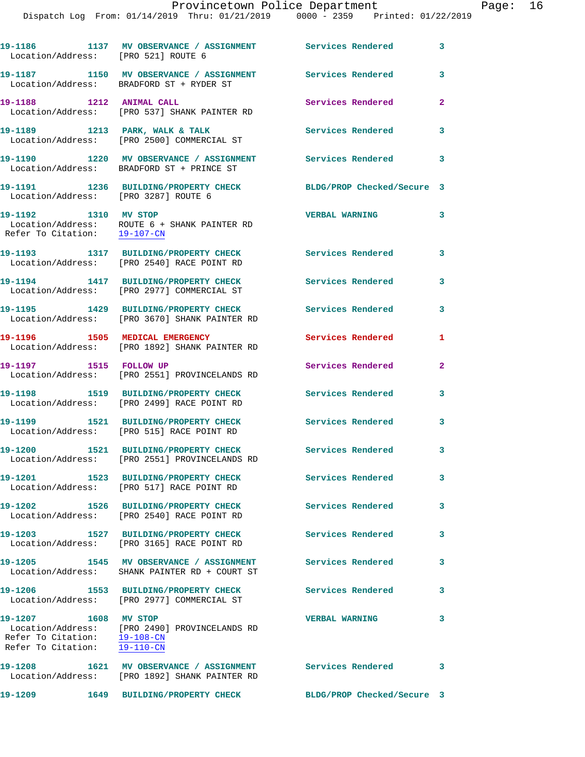19-1186 1137 MV OBSERVANCE / ASSIGNMENT Services Rendered 3
Location/Address: [PRO 521] ROUTE 6

19-1187 1150 MV OBSERVANCE / ASSIGNMENT Services Rendered 3
Location/Address: BRADFORD ST + RYDER ST

19-1188 1212 ANIMAL CALL Services Rendered 2
Location/Address: [PRO 537] SHANK PAINTER RD

19-1189 1213 PARK, WALK & TALK Services Rendered 3
Location/Address: [PRO 2500] COMMERCIAL ST

19-1190 1220 MV OBSERVANCE / ASSIGNMENT Services Rendered 3
Location/Address: BRADFORD ST + PRINCE ST

19-1191 1236 BUILDING/PROPERTY CHECK BLDG/PROP Checked/Secure 3
Location/Address: [PRO 3287] ROUTE 6

19-1192 1310 MV STOP VERBAL WARNING 3
Location/Address: ROUTE 6 + SHANK PAINTER RD
Refer To Citation: 19-107-CN

19-1193 1317 BUILDING/PROPERTY CHECK Services Rendered 3
Location/Address: [PRO 2540] RACE POINT RD

19-1194 1417 BUILDING/PROPERTY CHECK Services Rendered 3
Location/Address: [PRO 2977] COMMERCIAL ST

19-1195 1429 BUILDING/PROPERTY CHECK Services Rendered 3
Location/Address: [PRO 3670] SHANK PAINTER RD

19-1196 1505 MEDICAL EMERGENCY Services Rendered 1
Location/Address: [PRO 1892] SHANK PAINTER RD

19-1197 1515 FOLLOW UP Services Rendered 2
Location/Address: [PRO 2551] PROVINCELANDS RD

19-1198 1519 BUILDING/PROPERTY CHECK Services Rendered 3
Location/Address: [PRO 2499] RACE POINT RD

19-1199 1521 BUILDING/PROPERTY CHECK Services Rendered 3
Location/Address: [PRO 515] RACE POINT RD

19-1200 1521 BUILDING/PROPERTY CHECK Services Rendered 3
Location/Address: [PRO 2551] PROVINCELANDS RD

19-1201 1523 BUILDING/PROPERTY CHECK Services Rendered 3
Location/Address: [PRO 517] RACE POINT RD

19-1202 1526 BUILDING/PROPERTY CHECK Services Rendered 3
Location/Address: [PRO 2540] RACE POINT RD

19-1203 1527 BUILDING/PROPERTY CHECK Services Rendered 3
Location/Address: [PRO 3165] RACE POINT RD

19-1205 1545 MV OBSERVANCE / ASSIGNMENT Services Rendered 3
Location/Address: SHANK PAINTER RD + COURT ST

19-1206 1553 BUILDING/PROPERTY CHECK Services Rendered 3
Location/Address: [PRO 2977] COMMERCIAL ST

19-1207 1608 MV STOP VERBAL WARNING 3
Location/Address: [PRO 2490] PROVINCELANDS RD
Refer To Citation: 19-108-CN
Refer To Citation: 19-110-CN

19-1208 1621 MV OBSERVANCE / ASSIGNMENT Services Rendered 3
Location/Address: [PRO 1892] SHANK PAINTER RD

19-1209 1649 BUILDING/PROPERTY CHECK BLDG/PROP Checked/Secure 3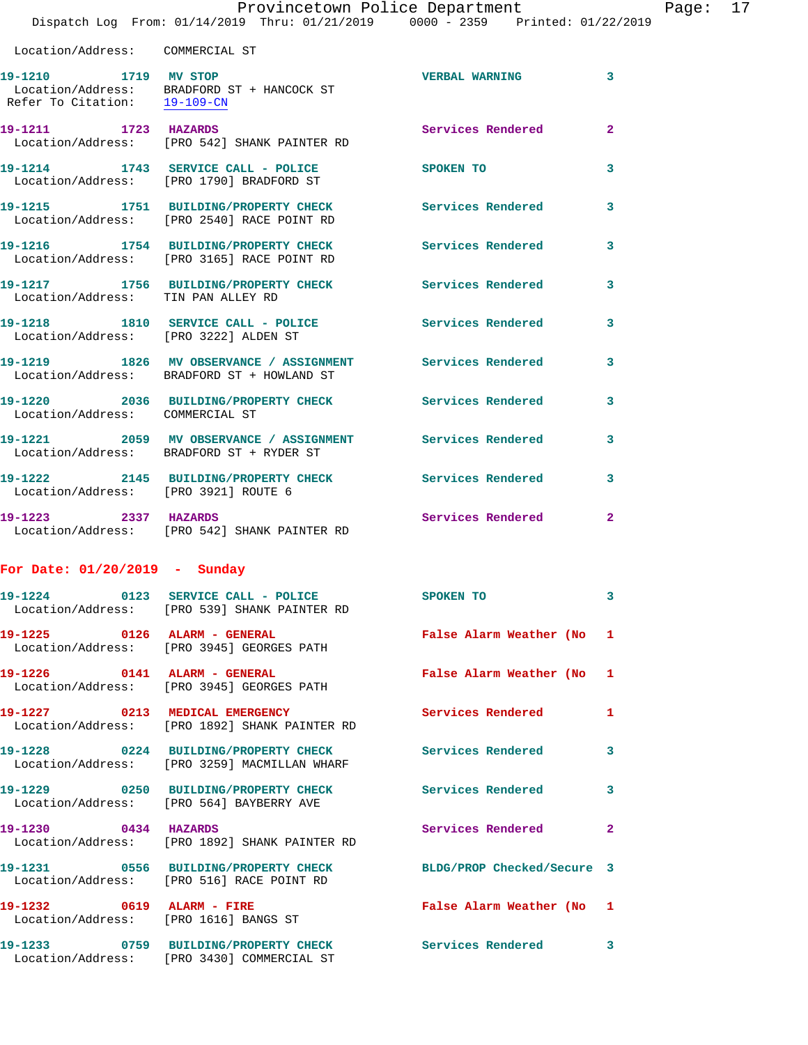Location/Address: COMMERCIAL ST

**19-1210** 1719 **MV STOP** VERBAL WARNING 3
Location/Address: BRADFORD ST + HANCOCK ST
Refer To Citation: 19-109-CN

**19-1211** 1723 **HAZARDS** Services Rendered 2
Location/Address: [PRO 542] SHANK PAINTER RD

**19-1214** 1743 **SERVICE CALL - POLICE** SPOKEN TO 3
Location/Address: [PRO 1790] BRADFORD ST

**19-1215** 1751 **BUILDING/PROPERTY CHECK** Services Rendered 3
Location/Address: [PRO 2540] RACE POINT RD

**19-1216** 1754 **BUILDING/PROPERTY CHECK** Services Rendered 3
Location/Address: [PRO 3165] RACE POINT RD

**19-1217** 1756 **BUILDING/PROPERTY CHECK** Services Rendered 3
Location/Address: TIN PAN ALLEY RD

**19-1218** 1810 **SERVICE CALL - POLICE** Services Rendered 3
Location/Address: [PRO 3222] ALDEN ST

**19-1219** 1826 **MV OBSERVANCE / ASSIGNMENT** Services Rendered 3
Location/Address: BRADFORD ST + HOWLAND ST

**19-1220** 2036 **BUILDING/PROPERTY CHECK** Services Rendered 3
Location/Address: COMMERCIAL ST

**19-1221** 2059 **MV OBSERVANCE / ASSIGNMENT** Services Rendered 3
Location/Address: BRADFORD ST + RYDER ST

**19-1222** 2145 **BUILDING/PROPERTY CHECK** Services Rendered 3
Location/Address: [PRO 3921] ROUTE 6

**19-1223** 2337 **HAZARDS** Services Rendered 2
Location/Address: [PRO 542] SHANK PAINTER RD

## For Date: 01/20/2019 - Sunday

**19-1224** 0123 **SERVICE CALL - POLICE** SPOKEN TO 3
Location/Address: [PRO 539] SHANK PAINTER RD

**19-1225** 0126 **ALARM - GENERAL** False Alarm Weather (No 1
Location/Address: [PRO 3945] GEORGES PATH

**19-1226** 0141 **ALARM - GENERAL** False Alarm Weather (No 1
Location/Address: [PRO 3945] GEORGES PATH

**19-1227** 0213 **MEDICAL EMERGENCY** Services Rendered 1
Location/Address: [PRO 1892] SHANK PAINTER RD

**19-1228** 0224 **BUILDING/PROPERTY CHECK** Services Rendered 3
Location/Address: [PRO 3259] MACMILLAN WHARF

**19-1229** 0250 **BUILDING/PROPERTY CHECK** Services Rendered 3
Location/Address: [PRO 564] BAYBERRY AVE

**19-1230** 0434 **HAZARDS** Services Rendered 2
Location/Address: [PRO 1892] SHANK PAINTER RD

**19-1231** 0556 **BUILDING/PROPERTY CHECK** BLDG/PROP Checked/Secure 3
Location/Address: [PRO 516] RACE POINT RD

**19-1232** 0619 **ALARM - FIRE** False Alarm Weather (No 1
Location/Address: [PRO 1616] BANGS ST

**19-1233** 0759 **BUILDING/PROPERTY CHECK** Services Rendered 3
Location/Address: [PRO 3430] COMMERCIAL ST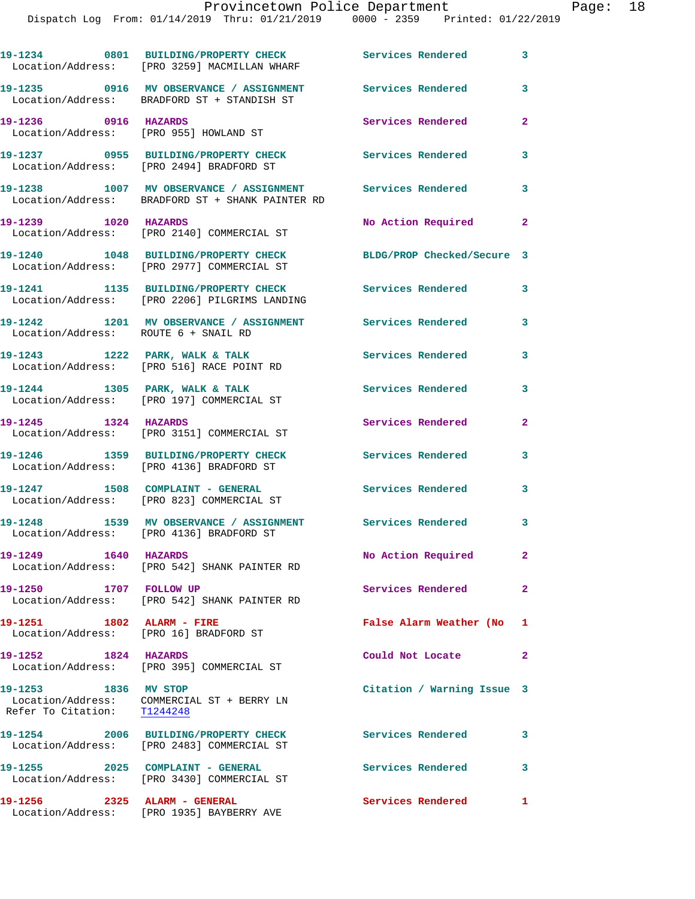19-1234 0801 BUILDING/PROPERTY CHECK Services Rendered 3
Location/Address: [PRO 3259] MACMILLAN WHARF

19-1235 0916 MV OBSERVANCE / ASSIGNMENT Services Rendered 3
Location/Address: BRADFORD ST + STANDISH ST

19-1236 0916 HAZARDS Services Rendered 2
Location/Address: [PRO 955] HOWLAND ST

19-1237 0955 BUILDING/PROPERTY CHECK Services Rendered 3
Location/Address: [PRO 2494] BRADFORD ST

19-1238 1007 MV OBSERVANCE / ASSIGNMENT Services Rendered 3
Location/Address: BRADFORD ST + SHANK PAINTER RD

19-1239 1020 HAZARDS No Action Required 2
Location/Address: [PRO 2140] COMMERCIAL ST

19-1240 1048 BUILDING/PROPERTY CHECK BLDG/PROP Checked/Secure 3
Location/Address: [PRO 2977] COMMERCIAL ST

19-1241 1135 BUILDING/PROPERTY CHECK Services Rendered 3
Location/Address: [PRO 2206] PILGRIMS LANDING

19-1242 1201 MV OBSERVANCE / ASSIGNMENT Services Rendered 3
Location/Address: ROUTE 6 + SNAIL RD

19-1243 1222 PARK, WALK & TALK Services Rendered 3
Location/Address: [PRO 516] RACE POINT RD

19-1244 1305 PARK, WALK & TALK Services Rendered 3
Location/Address: [PRO 197] COMMERCIAL ST

19-1245 1324 HAZARDS Services Rendered 2
Location/Address: [PRO 3151] COMMERCIAL ST

19-1246 1359 BUILDING/PROPERTY CHECK Services Rendered 3
Location/Address: [PRO 4136] BRADFORD ST

19-1247 1508 COMPLAINT - GENERAL Services Rendered 3
Location/Address: [PRO 823] COMMERCIAL ST

19-1248 1539 MV OBSERVANCE / ASSIGNMENT Services Rendered 3
Location/Address: [PRO 4136] BRADFORD ST

19-1249 1640 HAZARDS No Action Required 2
Location/Address: [PRO 542] SHANK PAINTER RD

19-1250 1707 FOLLOW UP Services Rendered 2
Location/Address: [PRO 542] SHANK PAINTER RD

19-1251 1802 ALARM - FIRE False Alarm Weather (No 1
Location/Address: [PRO 16] BRADFORD ST

19-1252 1824 HAZARDS Could Not Locate 2
Location/Address: [PRO 395] COMMERCIAL ST

19-1253 1836 MV STOP Citation / Warning Issue 3
Location/Address: COMMERCIAL ST + BERRY LN
Refer To Citation: T1244248

19-1254 2006 BUILDING/PROPERTY CHECK Services Rendered 3
Location/Address: [PRO 2483] COMMERCIAL ST

19-1255 2025 COMPLAINT - GENERAL Services Rendered 3
Location/Address: [PRO 3430] COMMERCIAL ST

19-1256 2325 ALARM - GENERAL Services Rendered 1
Location/Address: [PRO 1935] BAYBERRY AVE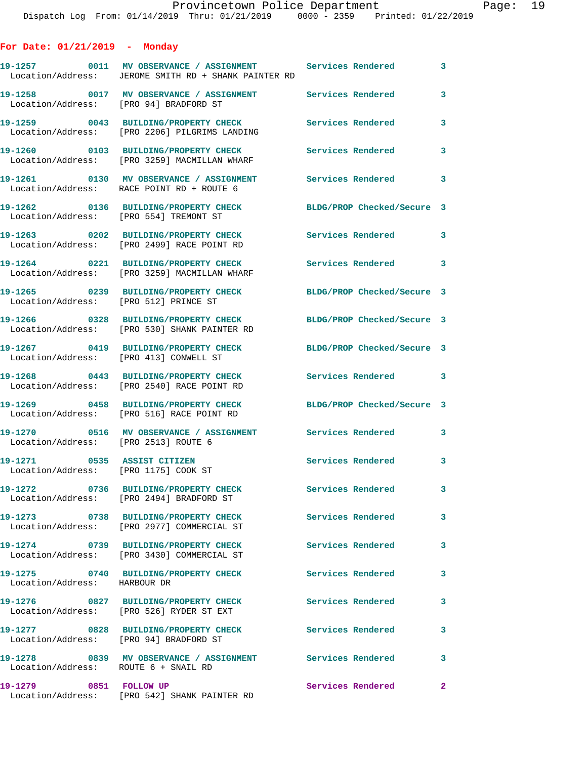**For Date: 01/21/2019 - Monday**

| Call # | Time | Call Type | Disposition | Priority |
|---|---|---|---|---|
| 19-1257 | 0011 | MV OBSERVANCE / ASSIGNMENT | Services Rendered | 3 |
| | | Location/Address: JEROME SMITH RD + SHANK PAINTER RD | | |
| 19-1258 | 0017 | MV OBSERVANCE / ASSIGNMENT | Services Rendered | 3 |
| | | Location/Address: [PRO 94] BRADFORD ST | | |
| 19-1259 | 0043 | BUILDING/PROPERTY CHECK | Services Rendered | 3 |
| | | Location/Address: [PRO 2206] PILGRIMS LANDING | | |
| 19-1260 | 0103 | BUILDING/PROPERTY CHECK | Services Rendered | 3 |
| | | Location/Address: [PRO 3259] MACMILLAN WHARF | | |
| 19-1261 | 0130 | MV OBSERVANCE / ASSIGNMENT | Services Rendered | 3 |
| | | Location/Address: RACE POINT RD + ROUTE 6 | | |
| 19-1262 | 0136 | BUILDING/PROPERTY CHECK | BLDG/PROP Checked/Secure | 3 |
| | | Location/Address: [PRO 554] TREMONT ST | | |
| 19-1263 | 0202 | BUILDING/PROPERTY CHECK | Services Rendered | 3 |
| | | Location/Address: [PRO 2499] RACE POINT RD | | |
| 19-1264 | 0221 | BUILDING/PROPERTY CHECK | Services Rendered | 3 |
| | | Location/Address: [PRO 3259] MACMILLAN WHARF | | |
| 19-1265 | 0239 | BUILDING/PROPERTY CHECK | BLDG/PROP Checked/Secure | 3 |
| | | Location/Address: [PRO 512] PRINCE ST | | |
| 19-1266 | 0328 | BUILDING/PROPERTY CHECK | BLDG/PROP Checked/Secure | 3 |
| | | Location/Address: [PRO 530] SHANK PAINTER RD | | |
| 19-1267 | 0419 | BUILDING/PROPERTY CHECK | BLDG/PROP Checked/Secure | 3 |
| | | Location/Address: [PRO 413] CONWELL ST | | |
| 19-1268 | 0443 | BUILDING/PROPERTY CHECK | Services Rendered | 3 |
| | | Location/Address: [PRO 2540] RACE POINT RD | | |
| 19-1269 | 0458 | BUILDING/PROPERTY CHECK | BLDG/PROP Checked/Secure | 3 |
| | | Location/Address: [PRO 516] RACE POINT RD | | |
| 19-1270 | 0516 | MV OBSERVANCE / ASSIGNMENT | Services Rendered | 3 |
| | | Location/Address: [PRO 2513] ROUTE 6 | | |
| 19-1271 | 0535 | ASSIST CITIZEN | Services Rendered | 3 |
| | | Location/Address: [PRO 1175] COOK ST | | |
| 19-1272 | 0736 | BUILDING/PROPERTY CHECK | Services Rendered | 3 |
| | | Location/Address: [PRO 2494] BRADFORD ST | | |
| 19-1273 | 0738 | BUILDING/PROPERTY CHECK | Services Rendered | 3 |
| | | Location/Address: [PRO 2977] COMMERCIAL ST | | |
| 19-1274 | 0739 | BUILDING/PROPERTY CHECK | Services Rendered | 3 |
| | | Location/Address: [PRO 3430] COMMERCIAL ST | | |
| 19-1275 | 0740 | BUILDING/PROPERTY CHECK | Services Rendered | 3 |
| | | Location/Address: HARBOUR DR | | |
| 19-1276 | 0827 | BUILDING/PROPERTY CHECK | Services Rendered | 3 |
| | | Location/Address: [PRO 526] RYDER ST EXT | | |
| 19-1277 | 0828 | BUILDING/PROPERTY CHECK | Services Rendered | 3 |
| | | Location/Address: [PRO 94] BRADFORD ST | | |
| 19-1278 | 0839 | MV OBSERVANCE / ASSIGNMENT | Services Rendered | 3 |
| | | Location/Address: ROUTE 6 + SNAIL RD | | |
| 19-1279 | 0851 | FOLLOW UP | Services Rendered | 2 |
| | | Location/Address: [PRO 542] SHANK PAINTER RD | | |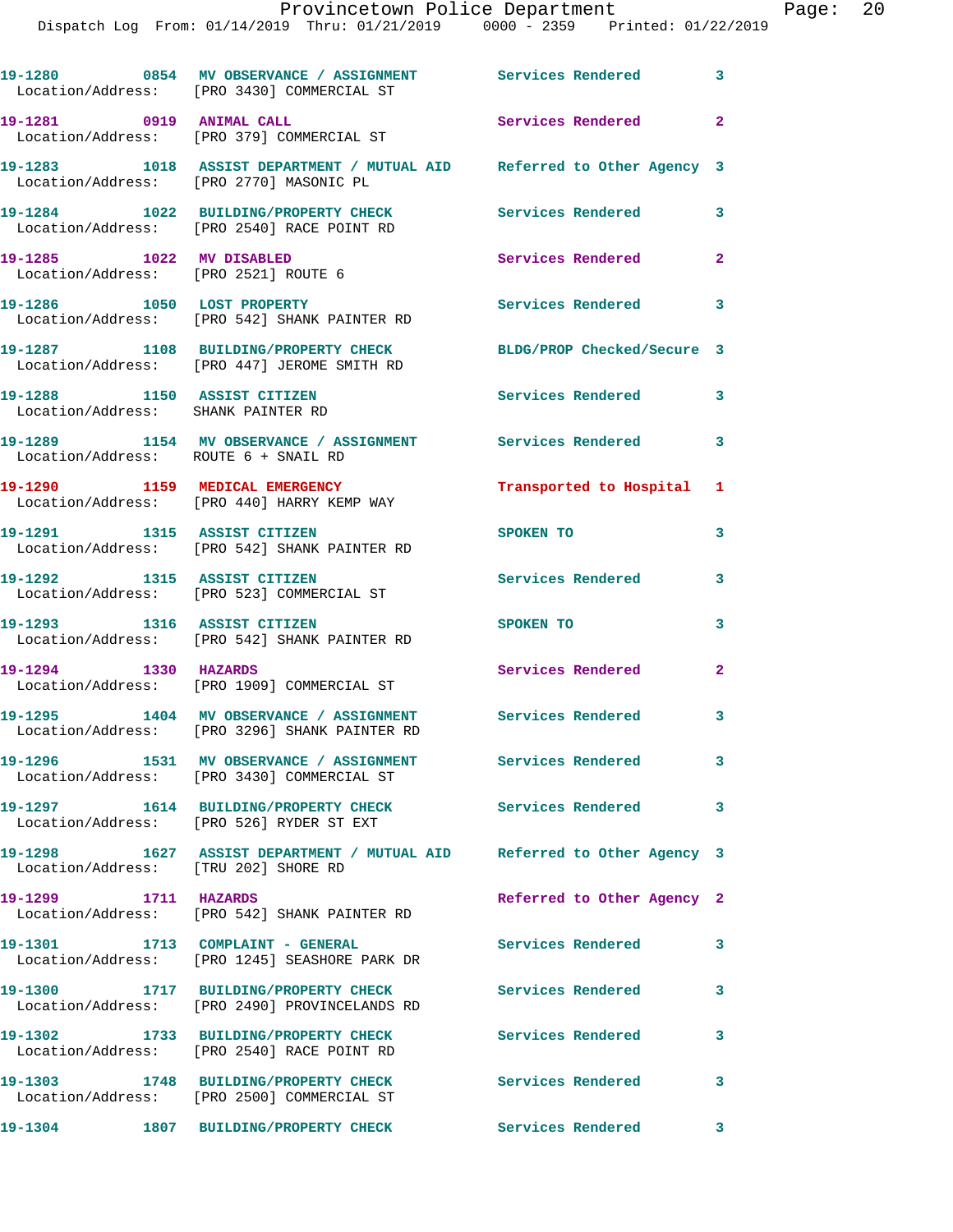19-1280 0854 MV OBSERVANCE / ASSIGNMENT Services Rendered 3
Location/Address: [PRO 3430] COMMERCIAL ST

19-1281 0919 ANIMAL CALL Services Rendered 2
Location/Address: [PRO 379] COMMERCIAL ST

19-1283 1018 ASSIST DEPARTMENT / MUTUAL AID Referred to Other Agency 3
Location/Address: [PRO 2770] MASONIC PL

19-1284 1022 BUILDING/PROPERTY CHECK Services Rendered 3
Location/Address: [PRO 2540] RACE POINT RD

19-1285 1022 MV DISABLED Services Rendered 2
Location/Address: [PRO 2521] ROUTE 6

19-1286 1050 LOST PROPERTY Services Rendered 3
Location/Address: [PRO 542] SHANK PAINTER RD

19-1287 1108 BUILDING/PROPERTY CHECK BLDG/PROP Checked/Secure 3
Location/Address: [PRO 447] JEROME SMITH RD

19-1288 1150 ASSIST CITIZEN Services Rendered 3
Location/Address: SHANK PAINTER RD

19-1289 1154 MV OBSERVANCE / ASSIGNMENT Services Rendered 3
Location/Address: ROUTE 6 + SNAIL RD

19-1290 1159 MEDICAL EMERGENCY Transported to Hospital 1
Location/Address: [PRO 440] HARRY KEMP WAY

19-1291 1315 ASSIST CITIZEN SPOKEN TO 3
Location/Address: [PRO 542] SHANK PAINTER RD

19-1292 1315 ASSIST CITIZEN Services Rendered 3
Location/Address: [PRO 523] COMMERCIAL ST

19-1293 1316 ASSIST CITIZEN SPOKEN TO 3
Location/Address: [PRO 542] SHANK PAINTER RD

19-1294 1330 HAZARDS Services Rendered 2
Location/Address: [PRO 1909] COMMERCIAL ST

19-1295 1404 MV OBSERVANCE / ASSIGNMENT Services Rendered 3
Location/Address: [PRO 3296] SHANK PAINTER RD

19-1296 1531 MV OBSERVANCE / ASSIGNMENT Services Rendered 3
Location/Address: [PRO 3430] COMMERCIAL ST

19-1297 1614 BUILDING/PROPERTY CHECK Services Rendered 3
Location/Address: [PRO 526] RYDER ST EXT

19-1298 1627 ASSIST DEPARTMENT / MUTUAL AID Referred to Other Agency 3
Location/Address: [TRU 202] SHORE RD

19-1299 1711 HAZARDS Referred to Other Agency 2
Location/Address: [PRO 542] SHANK PAINTER RD

19-1301 1713 COMPLAINT - GENERAL Services Rendered 3
Location/Address: [PRO 1245] SEASHORE PARK DR

19-1300 1717 BUILDING/PROPERTY CHECK Services Rendered 3
Location/Address: [PRO 2490] PROVINCELANDS RD

19-1302 1733 BUILDING/PROPERTY CHECK Services Rendered 3
Location/Address: [PRO 2540] RACE POINT RD

19-1303 1748 BUILDING/PROPERTY CHECK Services Rendered 3
Location/Address: [PRO 2500] COMMERCIAL ST

19-1304 1807 BUILDING/PROPERTY CHECK Services Rendered 3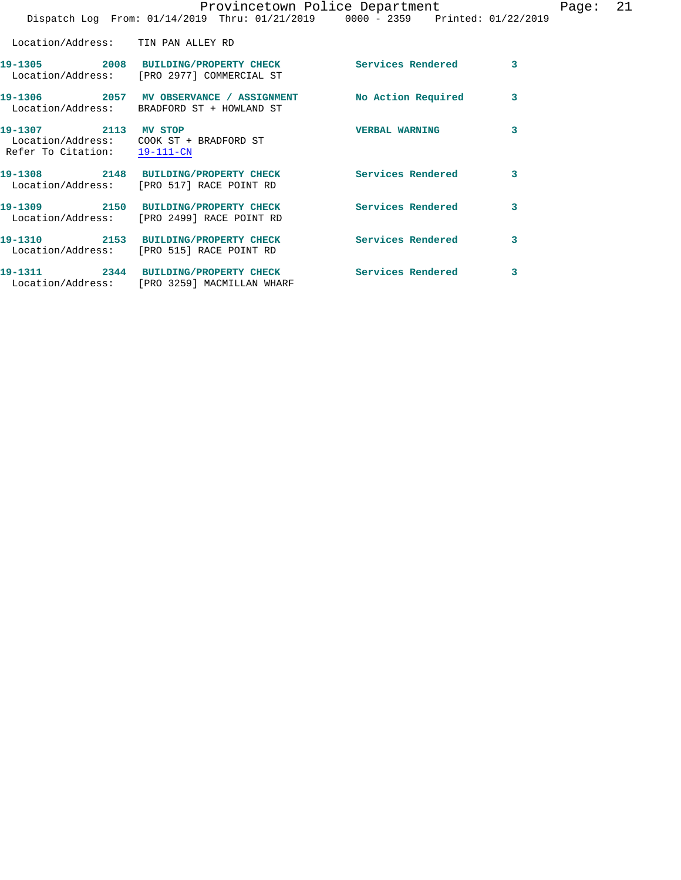Location/Address: TIN PAN ALLEY RD

**19-1305 2008 BUILDING/PROPERTY CHECK** Services Rendered 3
Location/Address: [PRO 2977] COMMERCIAL ST

**19-1306 2057 MV OBSERVANCE / ASSIGNMENT** No Action Required 3
Location/Address: BRADFORD ST + HOWLAND ST

**19-1307 2113 MV STOP** VERBAL WARNING 3
Location/Address: COOK ST + BRADFORD ST
Refer To Citation: 19-111-CN

**19-1308 2148 BUILDING/PROPERTY CHECK** Services Rendered 3
Location/Address: [PRO 517] RACE POINT RD

**19-1309 2150 BUILDING/PROPERTY CHECK** Services Rendered 3
Location/Address: [PRO 2499] RACE POINT RD

**19-1310 2153 BUILDING/PROPERTY CHECK** Services Rendered 3
Location/Address: [PRO 515] RACE POINT RD

**19-1311 2344 BUILDING/PROPERTY CHECK** Services Rendered 3
Location/Address: [PRO 3259] MACMILLAN WHARF